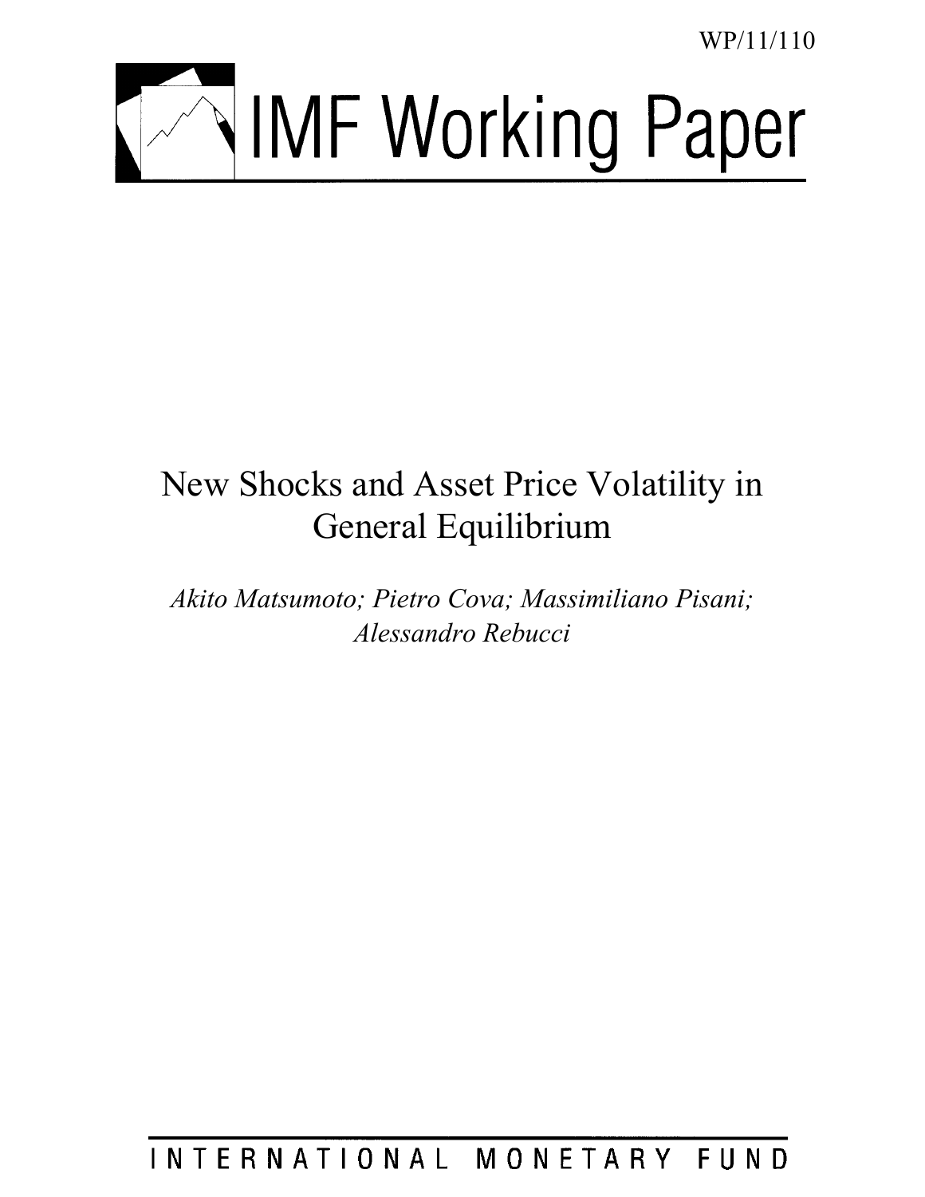WP/11/110

# IMF Working Paper

# New Shocks and Asset Price Volatility in General Equilibrium

*Akito Matsumoto; Pietro Cova; Massimiliano Pisani; Alessandro Rebucci*

INTERNATIONAL MONETARY FUND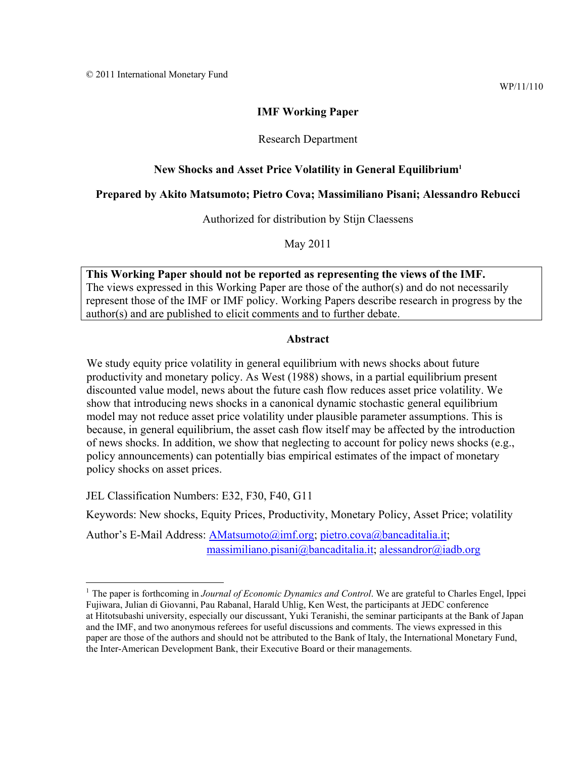© 2011 International Monetary Fund

WP/11/110

**IMF Working Paper**

Research Department

**New Shocks and Asset Price Volatility in General Equilibrium**[1]

**Prepared by Akito Matsumoto; Pietro Cova; Massimiliano Pisani; Alessandro Rebucci**

Authorized for distribution by Stijn Claessens

May 2011

> **This Working Paper should not be reported as representing the views of the IMF.**
> The views expressed in this Working Paper are those of the author(s) and do not necessarily represent those of the IMF or IMF policy. Working Papers describe research in progress by the author(s) and are published to elicit comments and to further debate.

## Abstract

We study equity price volatility in general equilibrium with news shocks about future productivity and monetary policy. As West (1988) shows, in a partial equilibrium present discounted value model, news about the future cash flow reduces asset price volatility. We show that introducing news shocks in a canonical dynamic stochastic general equilibrium model may not reduce asset price volatility under plausible parameter assumptions. This is because, in general equilibrium, the asset cash flow itself may be affected by the introduction of news shocks. In addition, we show that neglecting to account for policy news shocks (e.g., policy announcements) can potentially bias empirical estimates of the impact of monetary policy shocks on asset prices.

JEL Classification Numbers: E32, F30, F40, G11

Keywords: New shocks, Equity Prices, Productivity, Monetary Policy, Asset Price; volatility

Author's E-Mail Address: AMatsumoto@imf.org; pietro.cova@bancaditalia.it; massimiliano.pisani@bancaditalia.it; alessandror@iadb.org

---

[1] The paper is forthcoming in *Journal of Economic Dynamics and Control*. We are grateful to Charles Engel, Ippei Fujiwara, Julian di Giovanni, Pau Rabanal, Harald Uhlig, Ken West, the participants at JEDC conference at Hitotsubashi university, especially our discussant, Yuki Teranishi, the seminar participants at the Bank of Japan and the IMF, and two anonymous referees for useful discussions and comments. The views expressed in this paper are those of the authors and should not be attributed to the Bank of Italy, the International Monetary Fund, the Inter-American Development Bank, their Executive Board or their managements.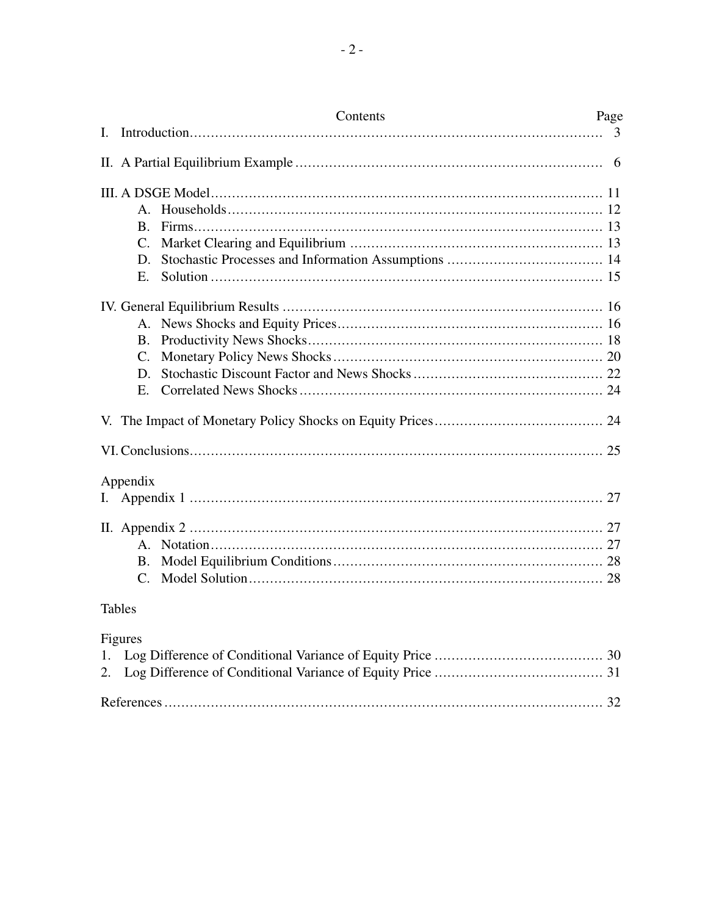## Contents

| | Page |
|---|---|
| I. Introduction | 3 |
| II. A Partial Equilibrium Example | 6 |
| III. A DSGE Model | 11 |
| A. Households | 12 |
| B. Firms | 13 |
| C. Market Clearing and Equilibrium | 13 |
| D. Stochastic Processes and Information Assumptions | 14 |
| E. Solution | 15 |
| IV. General Equilibrium Results | 16 |
| A. News Shocks and Equity Prices | 16 |
| B. Productivity News Shocks | 18 |
| C. Monetary Policy News Shocks | 20 |
| D. Stochastic Discount Factor and News Shocks | 22 |
| E. Correlated News Shocks | 24 |
| V. The Impact of Monetary Policy Shocks on Equity Prices | 24 |
| VI. Conclusions | 25 |
| **Appendix** | |
| I. Appendix 1 | 27 |
| II. Appendix 2 | 27 |
| A. Notation | 27 |
| B. Model Equilibrium Conditions | 28 |
| C. Model Solution | 28 |
| **Tables** | |
| **Figures** | |
| 1. Log Difference of Conditional Variance of Equity Price | 30 |
| 2. Log Difference of Conditional Variance of Equity Price | 31 |
| References | 32 |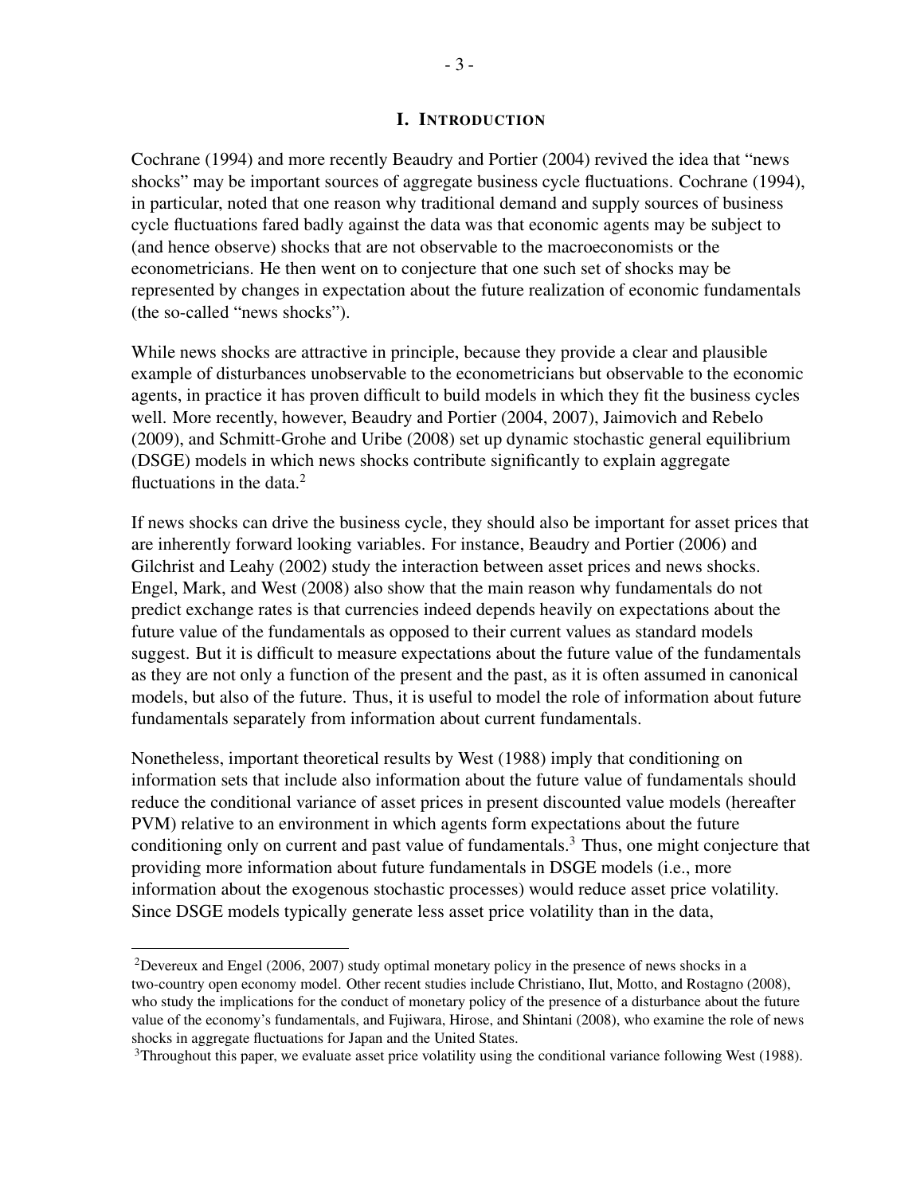# I. INTRODUCTION

Cochrane (1994) and more recently Beaudry and Portier (2004) revived the idea that "news shocks" may be important sources of aggregate business cycle fluctuations. Cochrane (1994), in particular, noted that one reason why traditional demand and supply sources of business cycle fluctuations fared badly against the data was that economic agents may be subject to (and hence observe) shocks that are not observable to the macroeconomists or the econometricians. He then went on to conjecture that one such set of shocks may be represented by changes in expectation about the future realization of economic fundamentals (the so-called "news shocks").

While news shocks are attractive in principle, because they provide a clear and plausible example of disturbances unobservable to the econometricians but observable to the economic agents, in practice it has proven difficult to build models in which they fit the business cycles well. More recently, however, Beaudry and Portier (2004, 2007), Jaimovich and Rebelo (2009), and Schmitt-Grohe and Uribe (2008) set up dynamic stochastic general equilibrium (DSGE) models in which news shocks contribute significantly to explain aggregate fluctuations in the data.[2]

If news shocks can drive the business cycle, they should also be important for asset prices that are inherently forward looking variables. For instance, Beaudry and Portier (2006) and Gilchrist and Leahy (2002) study the interaction between asset prices and news shocks. Engel, Mark, and West (2008) also show that the main reason why fundamentals do not predict exchange rates is that currencies indeed depends heavily on expectations about the future value of the fundamentals as opposed to their current values as standard models suggest. But it is difficult to measure expectations about the future value of the fundamentals as they are not only a function of the present and the past, as it is often assumed in canonical models, but also of the future. Thus, it is useful to model the role of information about future fundamentals separately from information about current fundamentals.

Nonetheless, important theoretical results by West (1988) imply that conditioning on information sets that include also information about the future value of fundamentals should reduce the conditional variance of asset prices in present discounted value models (hereafter PVM) relative to an environment in which agents form expectations about the future conditioning only on current and past value of fundamentals.[3] Thus, one might conjecture that providing more information about future fundamentals in DSGE models (i.e., more information about the exogenous stochastic processes) would reduce asset price volatility. Since DSGE models typically generate less asset price volatility than in the data,

---

[2] Devereux and Engel (2006, 2007) study optimal monetary policy in the presence of news shocks in a two-country open economy model. Other recent studies include Christiano, Ilut, Motto, and Rostagno (2008), who study the implications for the conduct of monetary policy of the presence of a disturbance about the future value of the economy's fundamentals, and Fujiwara, Hirose, and Shintani (2008), who examine the role of news shocks in aggregate fluctuations for Japan and the United States.

[3] Throughout this paper, we evaluate asset price volatility using the conditional variance following West (1988).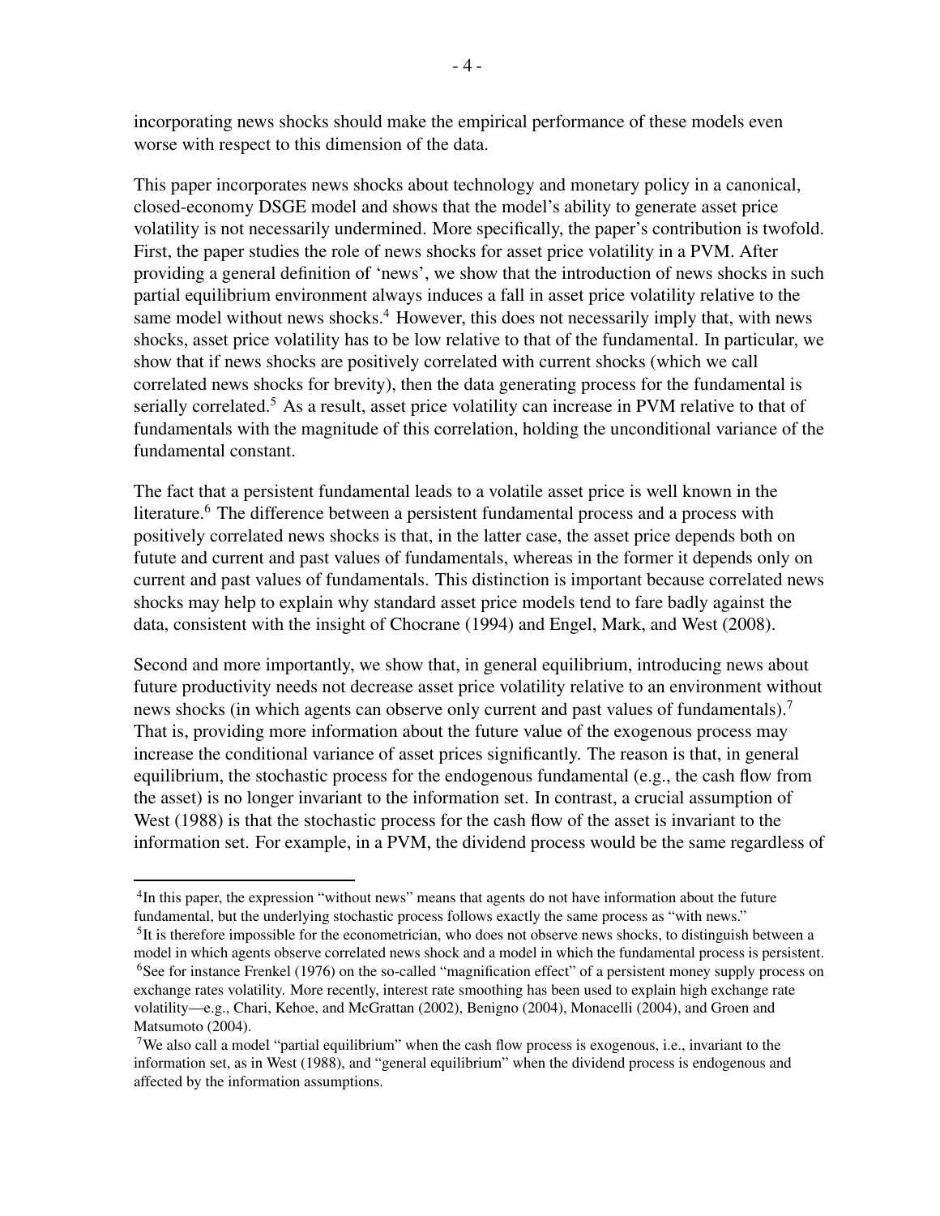incorporating news shocks should make the empirical performance of these models even worse with respect to this dimension of the data.

This paper incorporates news shocks about technology and monetary policy in a canonical, closed-economy DSGE model and shows that the model's ability to generate asset price volatility is not necessarily undermined. More specifically, the paper's contribution is twofold. First, the paper studies the role of news shocks for asset price volatility in a PVM. After providing a general definition of 'news', we show that the introduction of news shocks in such partial equilibrium environment always induces a fall in asset price volatility relative to the same model without news shocks.[4] However, this does not necessarily imply that, with news shocks, asset price volatility has to be low relative to that of the fundamental. In particular, we show that if news shocks are positively correlated with current shocks (which we call correlated news shocks for brevity), then the data generating process for the fundamental is serially correlated.[5] As a result, asset price volatility can increase in PVM relative to that of fundamentals with the magnitude of this correlation, holding the unconditional variance of the fundamental constant.

The fact that a persistent fundamental leads to a volatile asset price is well known in the literature.[6] The difference between a persistent fundamental process and a process with positively correlated news shocks is that, in the latter case, the asset price depends both on futute and current and past values of fundamentals, whereas in the former it depends only on current and past values of fundamentals. This distinction is important because correlated news shocks may help to explain why standard asset price models tend to fare badly against the data, consistent with the insight of Chocrane (1994) and Engel, Mark, and West (2008).

Second and more importantly, we show that, in general equilibrium, introducing news about future productivity needs not decrease asset price volatility relative to an environment without news shocks (in which agents can observe only current and past values of fundamentals).[7] That is, providing more information about the future value of the exogenous process may increase the conditional variance of asset prices significantly. The reason is that, in general equilibrium, the stochastic process for the endogenous fundamental (e.g., the cash flow from the asset) is no longer invariant to the information set. In contrast, a crucial assumption of West (1988) is that the stochastic process for the cash flow of the asset is invariant to the information set. For example, in a PVM, the dividend process would be the same regardless of

[4] In this paper, the expression "without news" means that agents do not have information about the future fundamental, but the underlying stochastic process follows exactly the same process as "with news."

[5] It is therefore impossible for the econometrician, who does not observe news shocks, to distinguish between a model in which agents observe correlated news shock and a model in which the fundamental process is persistent.

[6] See for instance Frenkel (1976) on the so-called "magnification effect" of a persistent money supply process on exchange rates volatility. More recently, interest rate smoothing has been used to explain high exchange rate volatility—e.g., Chari, Kehoe, and McGrattan (2002), Benigno (2004), Monacelli (2004), and Groen and Matsumoto (2004).

[7] We also call a model "partial equilibrium" when the cash flow process is exogenous, i.e., invariant to the information set, as in West (1988), and "general equilibrium" when the dividend process is endogenous and affected by the information assumptions.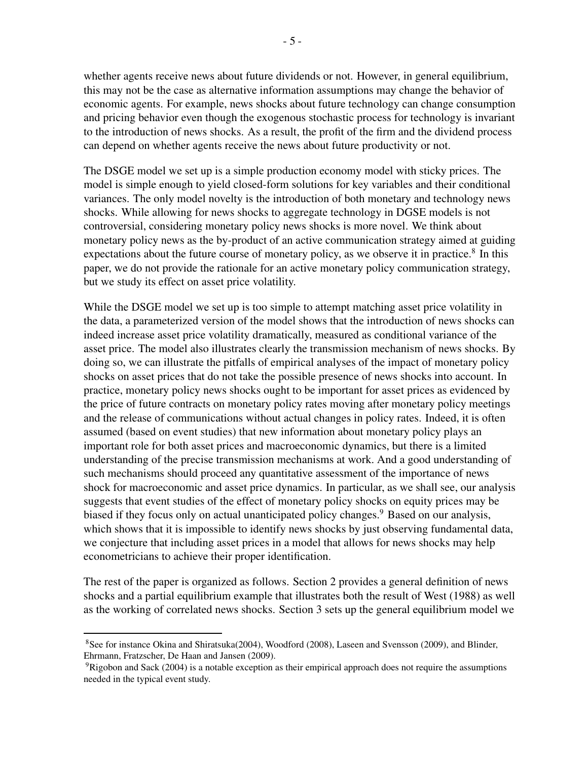whether agents receive news about future dividends or not. However, in general equilibrium, this may not be the case as alternative information assumptions may change the behavior of economic agents. For example, news shocks about future technology can change consumption and pricing behavior even though the exogenous stochastic process for technology is invariant to the introduction of news shocks. As a result, the profit of the firm and the dividend process can depend on whether agents receive the news about future productivity or not.

The DSGE model we set up is a simple production economy model with sticky prices. The model is simple enough to yield closed-form solutions for key variables and their conditional variances. The only model novelty is the introduction of both monetary and technology news shocks. While allowing for news shocks to aggregate technology in DGSE models is not controversial, considering monetary policy news shocks is more novel. We think about monetary policy news as the by-product of an active communication strategy aimed at guiding expectations about the future course of monetary policy, as we observe it in practice.[8] In this paper, we do not provide the rationale for an active monetary policy communication strategy, but we study its effect on asset price volatility.

While the DSGE model we set up is too simple to attempt matching asset price volatility in the data, a parameterized version of the model shows that the introduction of news shocks can indeed increase asset price volatility dramatically, measured as conditional variance of the asset price. The model also illustrates clearly the transmission mechanism of news shocks. By doing so, we can illustrate the pitfalls of empirical analyses of the impact of monetary policy shocks on asset prices that do not take the possible presence of news shocks into account. In practice, monetary policy news shocks ought to be important for asset prices as evidenced by the price of future contracts on monetary policy rates moving after monetary policy meetings and the release of communications without actual changes in policy rates. Indeed, it is often assumed (based on event studies) that new information about monetary policy plays an important role for both asset prices and macroeconomic dynamics, but there is a limited understanding of the precise transmission mechanisms at work. And a good understanding of such mechanisms should proceed any quantitative assessment of the importance of news shock for macroeconomic and asset price dynamics. In particular, as we shall see, our analysis suggests that event studies of the effect of monetary policy shocks on equity prices may be biased if they focus only on actual unanticipated policy changes.[9] Based on our analysis, which shows that it is impossible to identify news shocks by just observing fundamental data, we conjecture that including asset prices in a model that allows for news shocks may help econometricians to achieve their proper identification.

The rest of the paper is organized as follows. Section 2 provides a general definition of news shocks and a partial equilibrium example that illustrates both the result of West (1988) as well as the working of correlated news shocks. Section 3 sets up the general equilibrium model we

[8] See for instance Okina and Shiratsuka(2004), Woodford (2008), Laseen and Svensson (2009), and Blinder, Ehrmann, Fratzscher, De Haan and Jansen (2009).

[9] Rigobon and Sack (2004) is a notable exception as their empirical approach does not require the assumptions needed in the typical event study.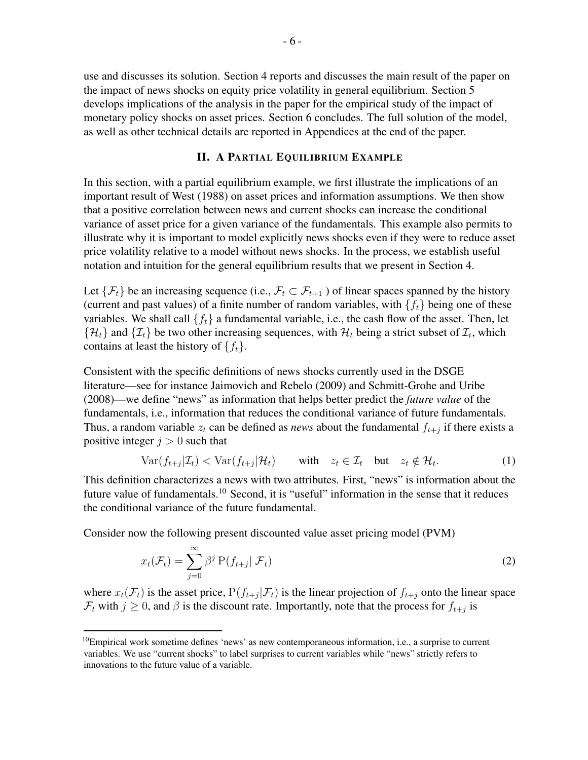use and discusses its solution. Section 4 reports and discusses the main result of the paper on the impact of news shocks on equity price volatility in general equilibrium. Section 5 develops implications of the analysis in the paper for the empirical study of the impact of monetary policy shocks on asset prices. Section 6 concludes. The full solution of the model, as well as other technical details are reported in Appendices at the end of the paper.

## II. A Partial Equilibrium Example

In this section, with a partial equilibrium example, we first illustrate the implications of an important result of West (1988) on asset prices and information assumptions. We then show that a positive correlation between news and current shocks can increase the conditional variance of asset price for a given variance of the fundamentals. This example also permits to illustrate why it is important to model explicitly news shocks even if they were to reduce asset price volatility relative to a model without news shocks. In the process, we establish useful notation and intuition for the general equilibrium results that we present in Section 4.

Let $\{\mathcal{F}_t\}$ be an increasing sequence (i.e., $\mathcal{F}_t \subset \mathcal{F}_{t+1}$ ) of linear spaces spanned by the history (current and past values) of a finite number of random variables, with $\{f_t\}$ being one of these variables. We shall call $\{f_t\}$ a fundamental variable, i.e., the cash flow of the asset. Then, let $\{\mathcal{H}_t\}$ and $\{\mathcal{I}_t\}$ be two other increasing sequences, with $\mathcal{H}_t$ being a strict subset of $\mathcal{I}_t$, which contains at least the history of $\{f_t\}$.

Consistent with the specific definitions of news shocks currently used in the DSGE literature—see for instance Jaimovich and Rebelo (2009) and Schmitt-Grohe and Uribe (2008)—we define "news" as information that helps better predict the *future value* of the fundamentals, i.e., information that reduces the conditional variance of future fundamentals. Thus, a random variable $z_t$ can be defined as *news* about the fundamental $f_{t+j}$ if there exists a positive integer $j > 0$ such that

$$\mathrm{Var}(f_{t+j}|\mathcal{I}_t) < \mathrm{Var}(f_{t+j}|\mathcal{H}_t) \qquad \text{with} \quad z_t \in \mathcal{I}_t \quad \text{but} \quad z_t \notin \mathcal{H}_t. \tag{1}$$

This definition characterizes a news with two attributes. First, "news" is information about the future value of fundamentals.[10] Second, it is "useful" information in the sense that it reduces the conditional variance of the future fundamental.

Consider now the following present discounted value asset pricing model (PVM)

$$x_t(\mathcal{F}_t) = \sum_{j=0}^{\infty} \beta^j \, \mathrm{P}(f_{t+j}|\, \mathcal{F}_t) \tag{2}$$

where $x_t(\mathcal{F}_t)$ is the asset price, $\mathrm{P}(f_{t+j}|\mathcal{F}_t)$ is the linear projection of $f_{t+j}$ onto the linear space $\mathcal{F}_t$ with $j \geq 0$, and $\beta$ is the discount rate. Importantly, note that the process for $f_{t+j}$ is

[10] Empirical work sometime defines 'news' as new contemporaneous information, i.e., a surprise to current variables. We use "current shocks" to label surprises to current variables while "news" strictly refers to innovations to the future value of a variable.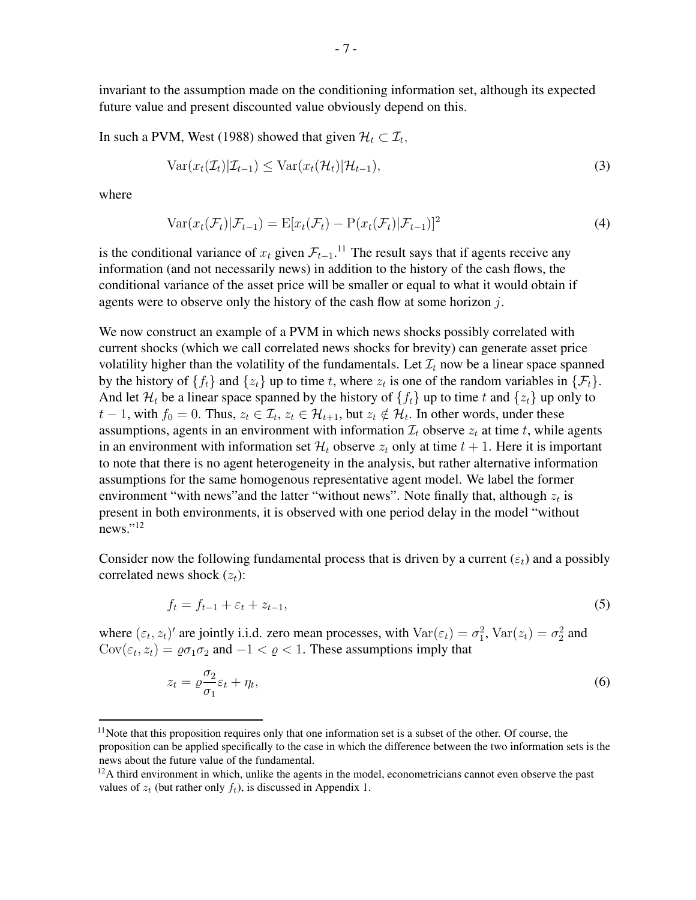invariant to the assumption made on the conditioning information set, although its expected future value and present discounted value obviously depend on this.

In such a PVM, West (1988) showed that given $\mathcal{H}_t \subset \mathcal{I}_t$,

$$\mathrm{Var}(x_t(\mathcal{I}_t)|\mathcal{I}_{t-1}) \leq \mathrm{Var}(x_t(\mathcal{H}_t)|\mathcal{H}_{t-1}), \tag{3}$$

where

$$\mathrm{Var}(x_t(\mathcal{F}_t)|\mathcal{F}_{t-1}) = \mathrm{E}[x_t(\mathcal{F}_t) - \mathrm{P}(x_t(\mathcal{F}_t)|\mathcal{F}_{t-1})]^2 \tag{4}$$

is the conditional variance of $x_t$ given $\mathcal{F}_{t-1}$.[11] The result says that if agents receive any information (and not necessarily news) in addition to the history of the cash flows, the conditional variance of the asset price will be smaller or equal to what it would obtain if agents were to observe only the history of the cash flow at some horizon $j$.

We now construct an example of a PVM in which news shocks possibly correlated with current shocks (which we call correlated news shocks for brevity) can generate asset price volatility higher than the volatility of the fundamentals. Let $\mathcal{I}_t$ now be a linear space spanned by the history of $\{f_t\}$ and $\{z_t\}$ up to time $t$, where $z_t$ is one of the random variables in $\{\mathcal{F}_t\}$. And let $\mathcal{H}_t$ be a linear space spanned by the history of $\{f_t\}$ up to time $t$ and $\{z_t\}$ up only to $t-1$, with $f_0 = 0$. Thus, $z_t \in \mathcal{I}_t$, $z_t \in \mathcal{H}_{t+1}$, but $z_t \notin \mathcal{H}_t$. In other words, under these assumptions, agents in an environment with information $\mathcal{I}_t$ observe $z_t$ at time $t$, while agents in an environment with information set $\mathcal{H}_t$ observe $z_t$ only at time $t+1$. Here it is important to note that there is no agent heterogeneity in the analysis, but rather alternative information assumptions for the same homogenous representative agent model. We label the former environment "with news"and the latter "without news". Note finally that, although $z_t$ is present in both environments, it is observed with one period delay in the model "without news."[12]

Consider now the following fundamental process that is driven by a current ($\varepsilon_t$) and a possibly correlated news shock ($z_t$):

$$f_t = f_{t-1} + \varepsilon_t + z_{t-1}, \tag{5}$$

where $(\varepsilon_t, z_t)'$ are jointly i.i.d. zero mean processes, with $\mathrm{Var}(\varepsilon_t) = \sigma_1^2$, $\mathrm{Var}(z_t) = \sigma_2^2$ and $\mathrm{Cov}(\varepsilon_t, z_t) = \varrho\sigma_1\sigma_2$ and $-1 < \varrho < 1$. These assumptions imply that

$$z_t = \varrho\frac{\sigma_2}{\sigma_1}\varepsilon_t + \eta_t, \tag{6}$$

---

[11] Note that this proposition requires only that one information set is a subset of the other. Of course, the proposition can be applied specifically to the case in which the difference between the two information sets is the news about the future value of the fundamental.

[12] A third environment in which, unlike the agents in the model, econometricians cannot even observe the past values of $z_t$ (but rather only $f_t$), is discussed in Appendix 1.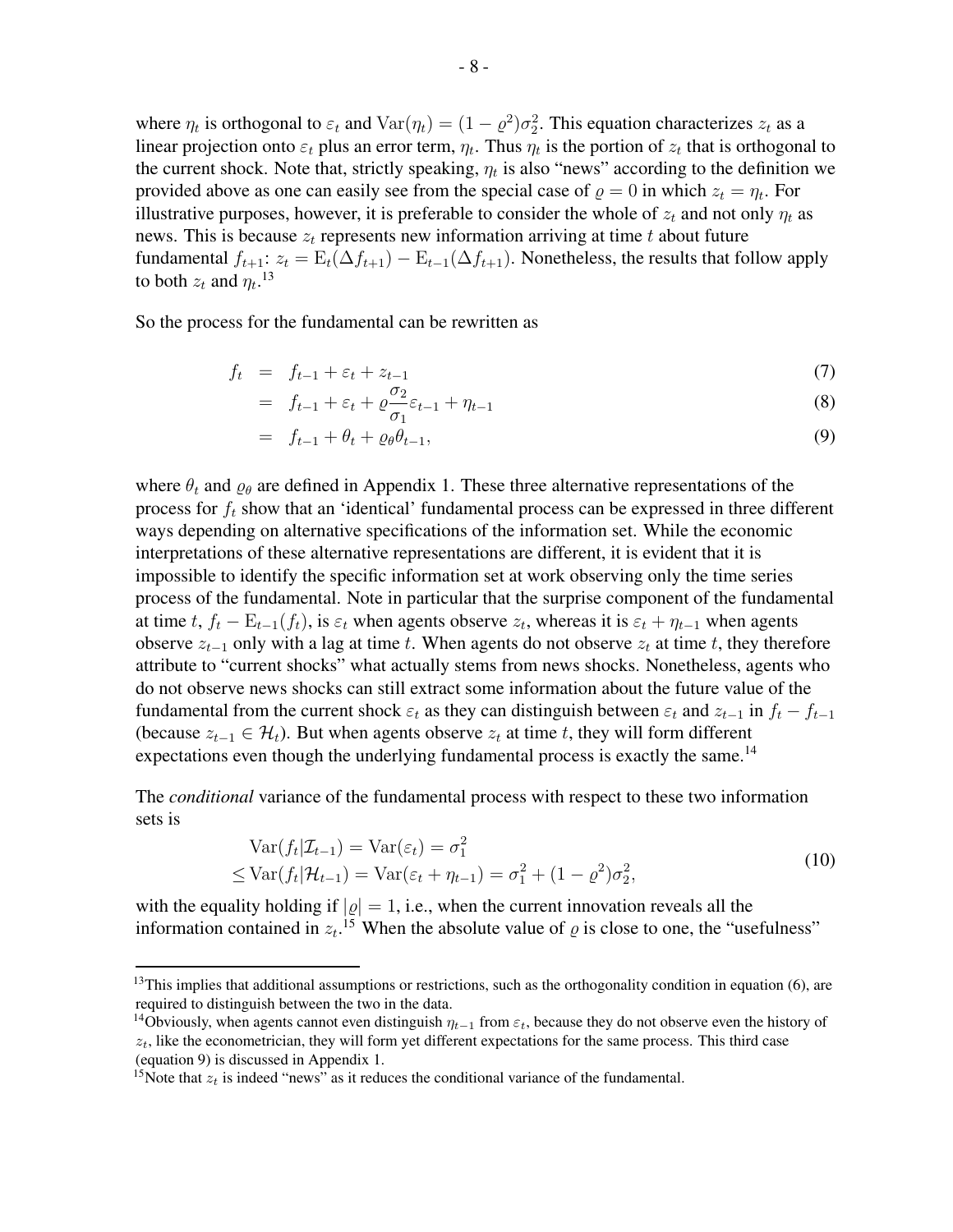where $\eta_t$ is orthogonal to $\varepsilon_t$ and $\mathrm{Var}(\eta_t) = (1 - \varrho^2)\sigma_2^2$. This equation characterizes $z_t$ as a linear projection onto $\varepsilon_t$ plus an error term, $\eta_t$. Thus $\eta_t$ is the portion of $z_t$ that is orthogonal to the current shock. Note that, strictly speaking, $\eta_t$ is also "news" according to the definition we provided above as one can easily see from the special case of $\varrho = 0$ in which $z_t = \eta_t$. For illustrative purposes, however, it is preferable to consider the whole of $z_t$ and not only $\eta_t$ as news. This is because $z_t$ represents new information arriving at time $t$ about future fundamental $f_{t+1}$: $z_t = \mathrm{E}_t(\Delta f_{t+1}) - \mathrm{E}_{t-1}(\Delta f_{t+1})$. Nonetheless, the results that follow apply to both $z_t$ and $\eta_t$.[13]

So the process for the fundamental can be rewritten as

$$
\begin{aligned}
f_t &= f_{t-1} + \varepsilon_t + z_{t-1} && (7)\\
&= f_{t-1} + \varepsilon_t + \varrho \frac{\sigma_2}{\sigma_1}\varepsilon_{t-1} + \eta_{t-1} && (8)\\
&= f_{t-1} + \theta_t + \varrho_\theta \theta_{t-1}, && (9)
\end{aligned}
$$

where $\theta_t$ and $\varrho_\theta$ are defined in Appendix 1. These three alternative representations of the process for $f_t$ show that an 'identical' fundamental process can be expressed in three different ways depending on alternative specifications of the information set. While the economic interpretations of these alternative representations are different, it is evident that it is impossible to identify the specific information set at work observing only the time series process of the fundamental. Note in particular that the surprise component of the fundamental at time $t$, $f_t - \mathrm{E}_{t-1}(f_t)$, is $\varepsilon_t$ when agents observe $z_t$, whereas it is $\varepsilon_t + \eta_{t-1}$ when agents observe $z_{t-1}$ only with a lag at time $t$. When agents do not observe $z_t$ at time $t$, they therefore attribute to "current shocks" what actually stems from news shocks. Nonetheless, agents who do not observe news shocks can still extract some information about the future value of the fundamental from the current shock $\varepsilon_t$ as they can distinguish between $\varepsilon_t$ and $z_{t-1}$ in $f_t - f_{t-1}$ (because $z_{t-1} \in \mathcal{H}_t$). But when agents observe $z_t$ at time $t$, they will form different expectations even though the underlying fundamental process is exactly the same.[14]

The *conditional* variance of the fundamental process with respect to these two information sets is

$$
\begin{aligned}
&\mathrm{Var}(f_t|\mathcal{I}_{t-1}) = \mathrm{Var}(\varepsilon_t) = \sigma_1^2 \\
\leq\; &\mathrm{Var}(f_t|\mathcal{H}_{t-1}) = \mathrm{Var}(\varepsilon_t + \eta_{t-1}) = \sigma_1^2 + (1 - \varrho^2)\sigma_2^2,
\end{aligned}
\tag{10}
$$

with the equality holding if $|\varrho| = 1$, i.e., when the current innovation reveals all the information contained in $z_t$.[15] When the absolute value of $\varrho$ is close to one, the "usefulness"

---

[13] This implies that additional assumptions or restrictions, such as the orthogonality condition in equation (6), are required to distinguish between the two in the data.

[14] Obviously, when agents cannot even distinguish $\eta_{t-1}$ from $\varepsilon_t$, because they do not observe even the history of $z_t$, like the econometrician, they will form yet different expectations for the same process. This third case (equation 9) is discussed in Appendix 1.

[15] Note that $z_t$ is indeed "news" as it reduces the conditional variance of the fundamental.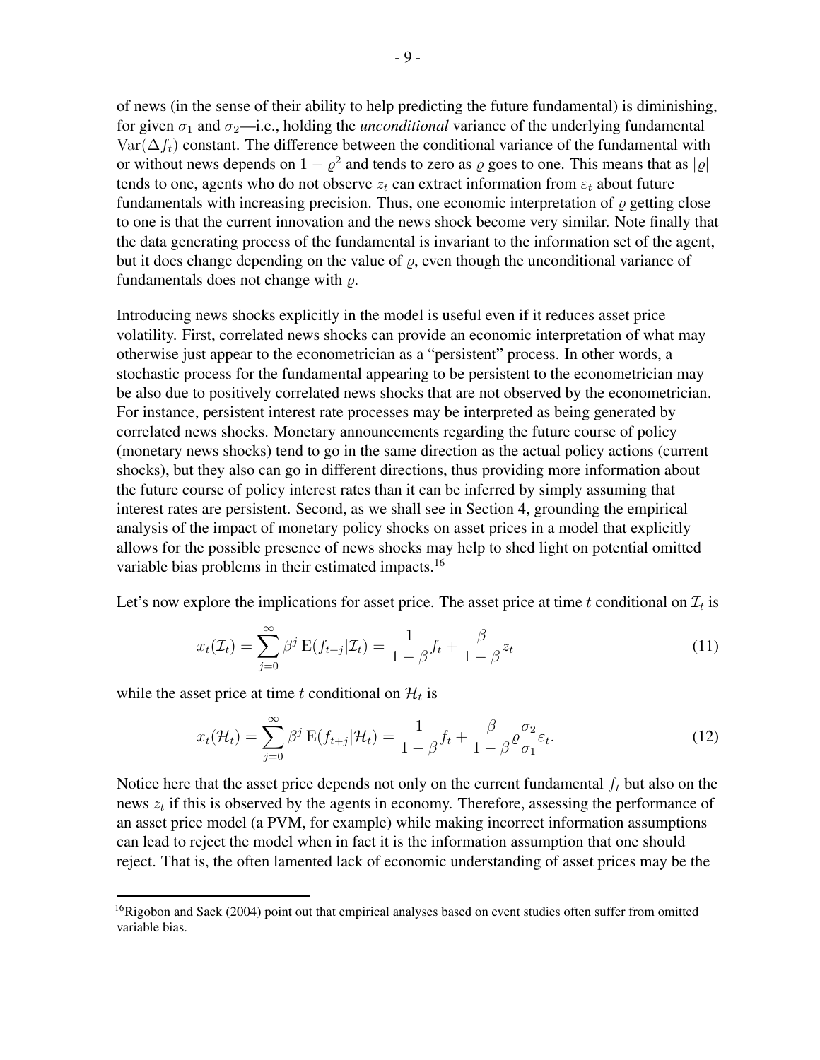of news (in the sense of their ability to help predicting the future fundamental) is diminishing, for given $\sigma_1$ and $\sigma_2$—i.e., holding the *unconditional* variance of the underlying fundamental $\text{Var}(\Delta f_t)$ constant. The difference between the conditional variance of the fundamental with or without news depends on $1 - \varrho^2$ and tends to zero as $\varrho$ goes to one. This means that as $|\varrho|$ tends to one, agents who do not observe $z_t$ can extract information from $\varepsilon_t$ about future fundamentals with increasing precision. Thus, one economic interpretation of $\varrho$ getting close to one is that the current innovation and the news shock become very similar. Note finally that the data generating process of the fundamental is invariant to the information set of the agent, but it does change depending on the value of $\varrho$, even though the unconditional variance of fundamentals does not change with $\varrho$.

Introducing news shocks explicitly in the model is useful even if it reduces asset price volatility. First, correlated news shocks can provide an economic interpretation of what may otherwise just appear to the econometrician as a "persistent" process. In other words, a stochastic process for the fundamental appearing to be persistent to the econometrician may be also due to positively correlated news shocks that are not observed by the econometrician. For instance, persistent interest rate processes may be interpreted as being generated by correlated news shocks. Monetary announcements regarding the future course of policy (monetary news shocks) tend to go in the same direction as the actual policy actions (current shocks), but they also can go in different directions, thus providing more information about the future course of policy interest rates than it can be inferred by simply assuming that interest rates are persistent. Second, as we shall see in Section 4, grounding the empirical analysis of the impact of monetary policy shocks on asset prices in a model that explicitly allows for the possible presence of news shocks may help to shed light on potential omitted variable bias problems in their estimated impacts.[16]

Let's now explore the implications for asset price. The asset price at time $t$ conditional on $\mathcal{I}_t$ is

$$x_t(\mathcal{I}_t) = \sum_{j=0}^{\infty} \beta^j \, \text{E}(f_{t+j}|\mathcal{I}_t) = \frac{1}{1-\beta} f_t + \frac{\beta}{1-\beta} z_t \tag{11}$$

while the asset price at time $t$ conditional on $\mathcal{H}_t$ is

$$x_t(\mathcal{H}_t) = \sum_{j=0}^{\infty} \beta^j \, \text{E}(f_{t+j}|\mathcal{H}_t) = \frac{1}{1-\beta} f_t + \frac{\beta}{1-\beta} \varrho \frac{\sigma_2}{\sigma_1} \varepsilon_t. \tag{12}$$

Notice here that the asset price depends not only on the current fundamental $f_t$ but also on the news $z_t$ if this is observed by the agents in economy. Therefore, assessing the performance of an asset price model (a PVM, for example) while making incorrect information assumptions can lead to reject the model when in fact it is the information assumption that one should reject. That is, the often lamented lack of economic understanding of asset prices may be the

[16] Rigobon and Sack (2004) point out that empirical analyses based on event studies often suffer from omitted variable bias.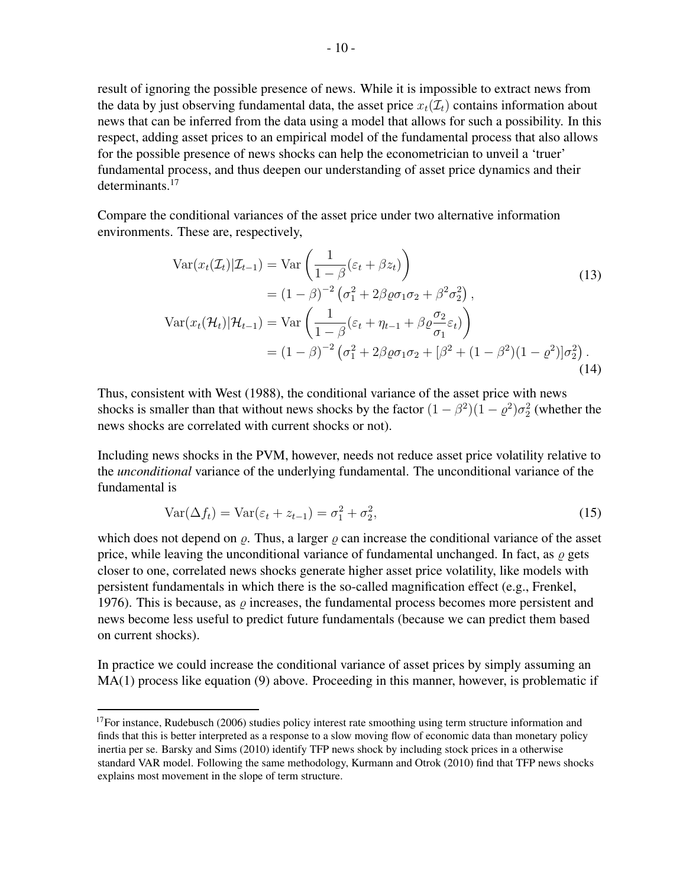result of ignoring the possible presence of news. While it is impossible to extract news from the data by just observing fundamental data, the asset price $x_t(\mathcal{I}_t)$ contains information about news that can be inferred from the data using a model that allows for such a possibility. In this respect, adding asset prices to an empirical model of the fundamental process that also allows for the possible presence of news shocks can help the econometrician to unveil a 'truer' fundamental process, and thus deepen our understanding of asset price dynamics and their determinants.[17]

Compare the conditional variances of the asset price under two alternative information environments. These are, respectively,

$$
\begin{aligned}
\operatorname{Var}(x_t(\mathcal{I}_t)|\mathcal{I}_{t-1}) &= \operatorname{Var}\left(\frac{1}{1-\beta}(\varepsilon_t + \beta z_t)\right) \\
&= (1-\beta)^{-2}\left(\sigma_1^2 + 2\beta\varrho\sigma_1\sigma_2 + \beta^2\sigma_2^2\right), \qquad (13)\\
\operatorname{Var}(x_t(\mathcal{H}_t)|\mathcal{H}_{t-1}) &= \operatorname{Var}\left(\frac{1}{1-\beta}(\varepsilon_t + \eta_{t-1} + \beta\varrho\frac{\sigma_2}{\sigma_1}\varepsilon_t)\right) \\
&= (1-\beta)^{-2}\left(\sigma_1^2 + 2\beta\varrho\sigma_1\sigma_2 + [\beta^2 + (1-\beta^2)(1-\varrho^2)]\sigma_2^2\right). \qquad (14)
\end{aligned}
$$

Thus, consistent with West (1988), the conditional variance of the asset price with news shocks is smaller than that without news shocks by the factor $(1-\beta^2)(1-\varrho^2)\sigma_2^2$ (whether the news shocks are correlated with current shocks or not).

Including news shocks in the PVM, however, needs not reduce asset price volatility relative to the *unconditional* variance of the underlying fundamental. The unconditional variance of the fundamental is

$$
\operatorname{Var}(\Delta f_t) = \operatorname{Var}(\varepsilon_t + z_{t-1}) = \sigma_1^2 + \sigma_2^2, \qquad (15)
$$

which does not depend on $\varrho$. Thus, a larger $\varrho$ can increase the conditional variance of the asset price, while leaving the unconditional variance of fundamental unchanged. In fact, as $\varrho$ gets closer to one, correlated news shocks generate higher asset price volatility, like models with persistent fundamentals in which there is the so-called magnification effect (e.g., Frenkel, 1976). This is because, as $\varrho$ increases, the fundamental process becomes more persistent and news become less useful to predict future fundamentals (because we can predict them based on current shocks).

In practice we could increase the conditional variance of asset prices by simply assuming an MA(1) process like equation (9) above. Proceeding in this manner, however, is problematic if

[17] For instance, Rudebusch (2006) studies policy interest rate smoothing using term structure information and finds that this is better interpreted as a response to a slow moving flow of economic data than monetary policy inertia per se. Barsky and Sims (2010) identify TFP news shock by including stock prices in a otherwise standard VAR model. Following the same methodology, Kurmann and Otrok (2010) find that TFP news shocks explains most movement in the slope of term structure.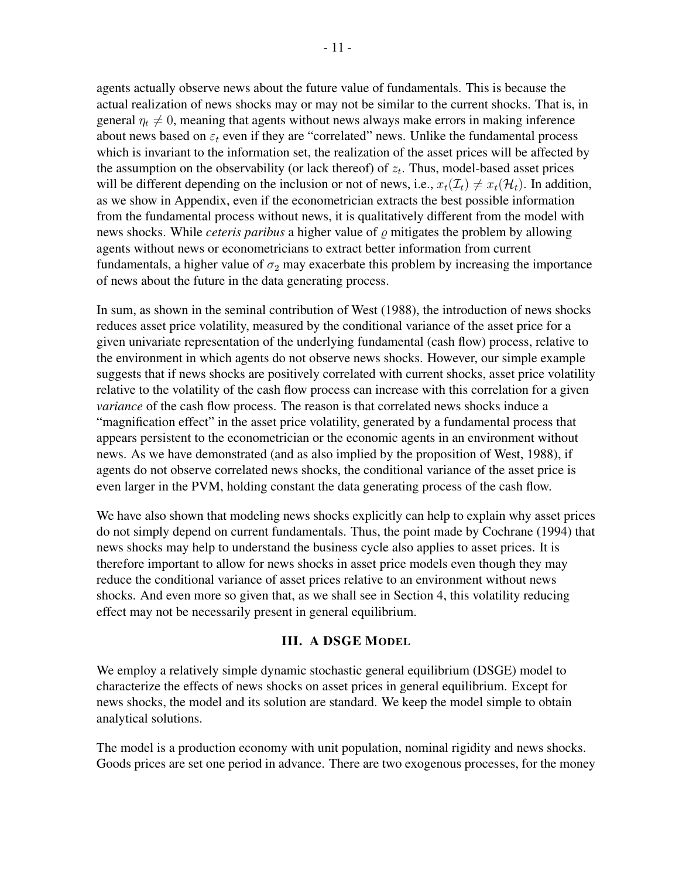agents actually observe news about the future value of fundamentals. This is because the actual realization of news shocks may or may not be similar to the current shocks. That is, in general $\eta_t \neq 0$, meaning that agents without news always make errors in making inference about news based on $\varepsilon_t$ even if they are "correlated" news. Unlike the fundamental process which is invariant to the information set, the realization of the asset prices will be affected by the assumption on the observability (or lack thereof) of $z_t$. Thus, model-based asset prices will be different depending on the inclusion or not of news, i.e., $x_t(\mathcal{I}_t) \neq x_t(\mathcal{H}_t)$. In addition, as we show in Appendix, even if the econometrician extracts the best possible information from the fundamental process without news, it is qualitatively different from the model with news shocks. While *ceteris paribus* a higher value of $\varrho$ mitigates the problem by allowing agents without news or econometricians to extract better information from current fundamentals, a higher value of $\sigma_2$ may exacerbate this problem by increasing the importance of news about the future in the data generating process.

In sum, as shown in the seminal contribution of West (1988), the introduction of news shocks reduces asset price volatility, measured by the conditional variance of the asset price for a given univariate representation of the underlying fundamental (cash flow) process, relative to the environment in which agents do not observe news shocks. However, our simple example suggests that if news shocks are positively correlated with current shocks, asset price volatility relative to the volatility of the cash flow process can increase with this correlation for a given *variance* of the cash flow process. The reason is that correlated news shocks induce a "magnification effect" in the asset price volatility, generated by a fundamental process that appears persistent to the econometrician or the economic agents in an environment without news. As we have demonstrated (and as also implied by the proposition of West, 1988), if agents do not observe correlated news shocks, the conditional variance of the asset price is even larger in the PVM, holding constant the data generating process of the cash flow.

We have also shown that modeling news shocks explicitly can help to explain why asset prices do not simply depend on current fundamentals. Thus, the point made by Cochrane (1994) that news shocks may help to understand the business cycle also applies to asset prices. It is therefore important to allow for news shocks in asset price models even though they may reduce the conditional variance of asset prices relative to an environment without news shocks. And even more so given that, as we shall see in Section 4, this volatility reducing effect may not be necessarily present in general equilibrium.

## III. A DSGE MODEL

We employ a relatively simple dynamic stochastic general equilibrium (DSGE) model to characterize the effects of news shocks on asset prices in general equilibrium. Except for news shocks, the model and its solution are standard. We keep the model simple to obtain analytical solutions.

The model is a production economy with unit population, nominal rigidity and news shocks. Goods prices are set one period in advance. There are two exogenous processes, for the money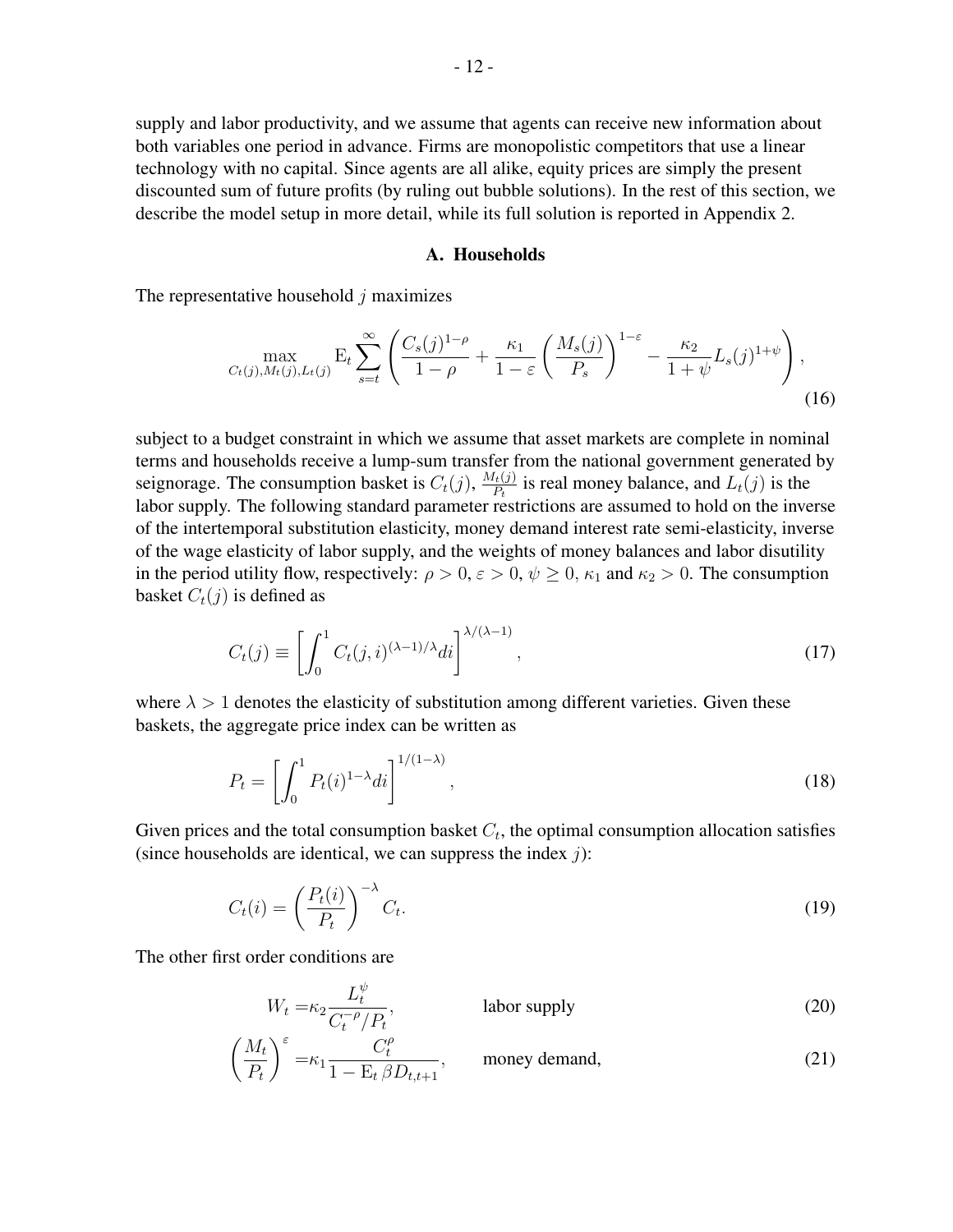supply and labor productivity, and we assume that agents can receive new information about both variables one period in advance. Firms are monopolistic competitors that use a linear technology with no capital. Since agents are all alike, equity prices are simply the present discounted sum of future profits (by ruling out bubble solutions). In the rest of this section, we describe the model setup in more detail, while its full solution is reported in Appendix 2.

## A. Households

The representative household $j$ maximizes

$$\max_{C_t(j),M_t(j),L_t(j)} \mathrm{E}_t \sum_{s=t}^{\infty} \left( \frac{C_s(j)^{1-\rho}}{1-\rho} + \frac{\kappa_1}{1-\varepsilon} \left( \frac{M_s(j)}{P_s} \right)^{1-\varepsilon} - \frac{\kappa_2}{1+\psi} L_s(j)^{1+\psi} \right), \tag{16}$$

subject to a budget constraint in which we assume that asset markets are complete in nominal terms and households receive a lump-sum transfer from the national government generated by seignorage. The consumption basket is $C_t(j)$, $\frac{M_t(j)}{P_t}$ is real money balance, and $L_t(j)$ is the labor supply. The following standard parameter restrictions are assumed to hold on the inverse of the intertemporal substitution elasticity, money demand interest rate semi-elasticity, inverse of the wage elasticity of labor supply, and the weights of money balances and labor disutility in the period utility flow, respectively: $\rho > 0$, $\varepsilon > 0$, $\psi \geq 0$, $\kappa_1$ and $\kappa_2 > 0$. The consumption basket $C_t(j)$ is defined as

$$C_t(j) \equiv \left[ \int_0^1 C_t(j,i)^{(\lambda-1)/\lambda} di \right]^{\lambda/(\lambda-1)}, \tag{17}$$

where $\lambda > 1$ denotes the elasticity of substitution among different varieties. Given these baskets, the aggregate price index can be written as

$$P_t = \left[ \int_0^1 P_t(i)^{1-\lambda} di \right]^{1/(1-\lambda)}, \tag{18}$$

Given prices and the total consumption basket $C_t$, the optimal consumption allocation satisfies (since households are identical, we can suppress the index $j$):

$$C_t(i) = \left( \frac{P_t(i)}{P_t} \right)^{-\lambda} C_t. \tag{19}$$

The other first order conditions are

$$W_t = \kappa_2 \frac{L_t^{\psi}}{C_t^{-\rho}/P_t}, \qquad \text{labor supply} \tag{20}$$

$$\left( \frac{M_t}{P_t} \right)^{\varepsilon} = \kappa_1 \frac{C_t^{\rho}}{1 - \mathrm{E}_t \, \beta D_{t,t+1}}, \qquad \text{money demand,} \tag{21}$$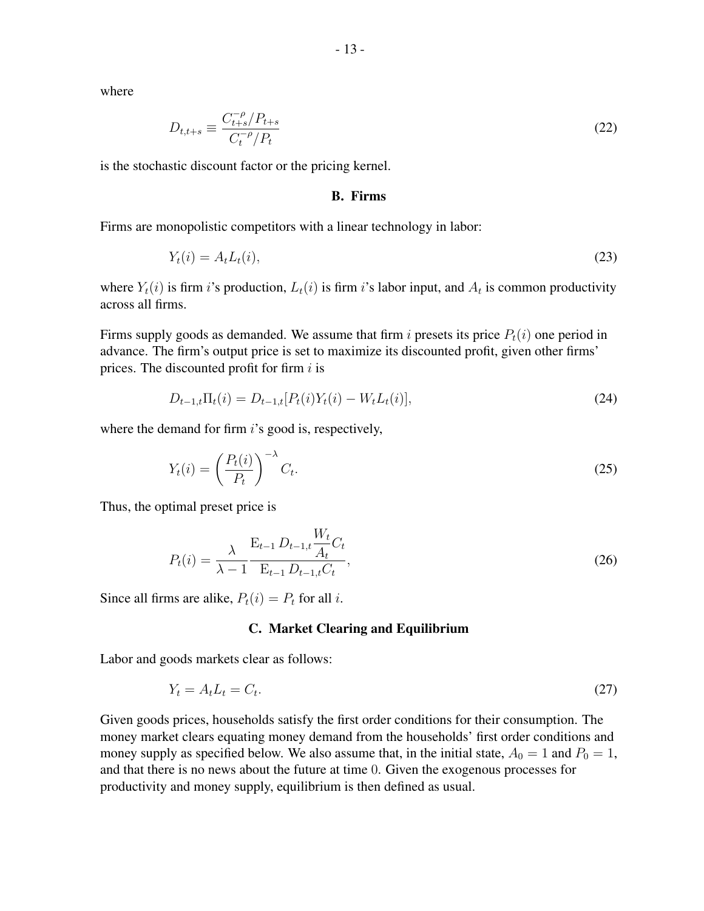where

$$D_{t,t+s} \equiv \frac{C_{t+s}^{-\rho}/P_{t+s}}{C_t^{-\rho}/P_t} \tag{22}$$

is the stochastic discount factor or the pricing kernel.

### B. Firms

Firms are monopolistic competitors with a linear technology in labor:

$$Y_t(i) = A_t L_t(i), \tag{23}$$

where $Y_t(i)$ is firm $i$'s production, $L_t(i)$ is firm $i$'s labor input, and $A_t$ is common productivity across all firms.

Firms supply goods as demanded. We assume that firm $i$ presets its price $P_t(i)$ one period in advance. The firm's output price is set to maximize its discounted profit, given other firms' prices. The discounted profit for firm $i$ is

$$D_{t-1,t}\Pi_t(i) = D_{t-1,t}[P_t(i)Y_t(i) - W_t L_t(i)], \tag{24}$$

where the demand for firm $i$'s good is, respectively,

$$Y_t(i) = \left(\frac{P_t(i)}{P_t}\right)^{-\lambda} C_t. \tag{25}$$

Thus, the optimal preset price is

$$P_t(i) = \frac{\lambda}{\lambda - 1} \frac{\mathrm{E}_{t-1}\, D_{t-1,t} \dfrac{W_t}{A_t} C_t}{\mathrm{E}_{t-1}\, D_{t-1,t} C_t}, \tag{26}$$

Since all firms are alike, $P_t(i) = P_t$ for all $i$.

### C. Market Clearing and Equilibrium

Labor and goods markets clear as follows:

$$Y_t = A_t L_t = C_t. \tag{27}$$

Given goods prices, households satisfy the first order conditions for their consumption. The money market clears equating money demand from the households' first order conditions and money supply as specified below. We also assume that, in the initial state, $A_0 = 1$ and $P_0 = 1$, and that there is no news about the future at time $0$. Given the exogenous processes for productivity and money supply, equilibrium is then defined as usual.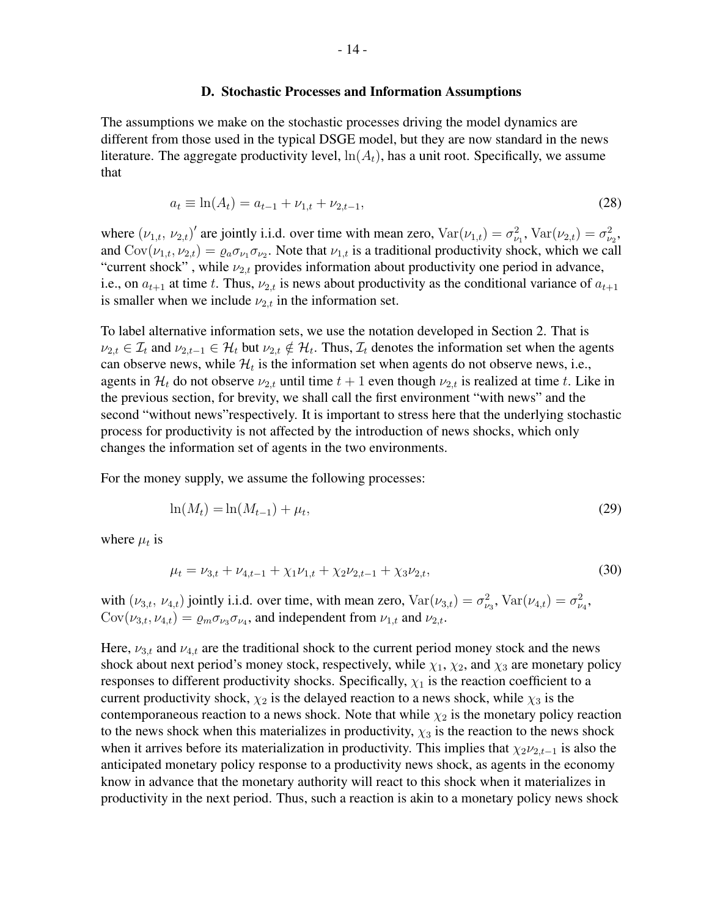### D. Stochastic Processes and Information Assumptions

The assumptions we make on the stochastic processes driving the model dynamics are different from those used in the typical DSGE model, but they are now standard in the news literature. The aggregate productivity level, $\ln(A_t)$, has a unit root. Specifically, we assume that

$$a_t \equiv \ln(A_t) = a_{t-1} + \nu_{1,t} + \nu_{2,t-1}, \tag{28}$$

where $(\nu_{1,t},\ \nu_{2,t})'$ are jointly i.i.d. over time with mean zero, $\mathrm{Var}(\nu_{1,t}) = \sigma^2_{\nu_1}$, $\mathrm{Var}(\nu_{2,t}) = \sigma^2_{\nu_2}$, and $\mathrm{Cov}(\nu_{1,t}, \nu_{2,t}) = \varrho_a \sigma_{\nu_1} \sigma_{\nu_2}$. Note that $\nu_{1,t}$ is a traditional productivity shock, which we call "current shock" , while $\nu_{2,t}$ provides information about productivity one period in advance, i.e., on $a_{t+1}$ at time $t$. Thus, $\nu_{2,t}$ is news about productivity as the conditional variance of $a_{t+1}$ is smaller when we include $\nu_{2,t}$ in the information set.

To label alternative information sets, we use the notation developed in Section 2. That is $\nu_{2,t} \in \mathcal{I}_t$ and $\nu_{2,t-1} \in \mathcal{H}_t$ but $\nu_{2,t} \notin \mathcal{H}_t$. Thus, $\mathcal{I}_t$ denotes the information set when the agents can observe news, while $\mathcal{H}_t$ is the information set when agents do not observe news, i.e., agents in $\mathcal{H}_t$ do not observe $\nu_{2,t}$ until time $t + 1$ even though $\nu_{2,t}$ is realized at time $t$. Like in the previous section, for brevity, we shall call the first environment "with news" and the second "without news"respectively. It is important to stress here that the underlying stochastic process for productivity is not affected by the introduction of news shocks, which only changes the information set of agents in the two environments.

For the money supply, we assume the following processes:

$$\ln(M_t) = \ln(M_{t-1}) + \mu_t, \tag{29}$$

where $\mu_t$ is

$$\mu_t = \nu_{3,t} + \nu_{4,t-1} + \chi_1 \nu_{1,t} + \chi_2 \nu_{2,t-1} + \chi_3 \nu_{2,t}, \tag{30}$$

with $(\nu_{3,t},\ \nu_{4,t})$ jointly i.i.d. over time, with mean zero, $\mathrm{Var}(\nu_{3,t}) = \sigma^2_{\nu_3}$, $\mathrm{Var}(\nu_{4,t}) = \sigma^2_{\nu_4}$, $\mathrm{Cov}(\nu_{3,t}, \nu_{4,t}) = \varrho_m \sigma_{\nu_3} \sigma_{\nu_4}$, and independent from $\nu_{1,t}$ and $\nu_{2,t}$.

Here, $\nu_{3,t}$ and $\nu_{4,t}$ are the traditional shock to the current period money stock and the news shock about next period's money stock, respectively, while $\chi_1$, $\chi_2$, and $\chi_3$ are monetary policy responses to different productivity shocks. Specifically, $\chi_1$ is the reaction coefficient to a current productivity shock, $\chi_2$ is the delayed reaction to a news shock, while $\chi_3$ is the contemporaneous reaction to a news shock. Note that while $\chi_2$ is the monetary policy reaction to the news shock when this materializes in productivity, $\chi_3$ is the reaction to the news shock when it arrives before its materialization in productivity. This implies that $\chi_2 \nu_{2,t-1}$ is also the anticipated monetary policy response to a productivity news shock, as agents in the economy know in advance that the monetary authority will react to this shock when it materializes in productivity in the next period. Thus, such a reaction is akin to a monetary policy news shock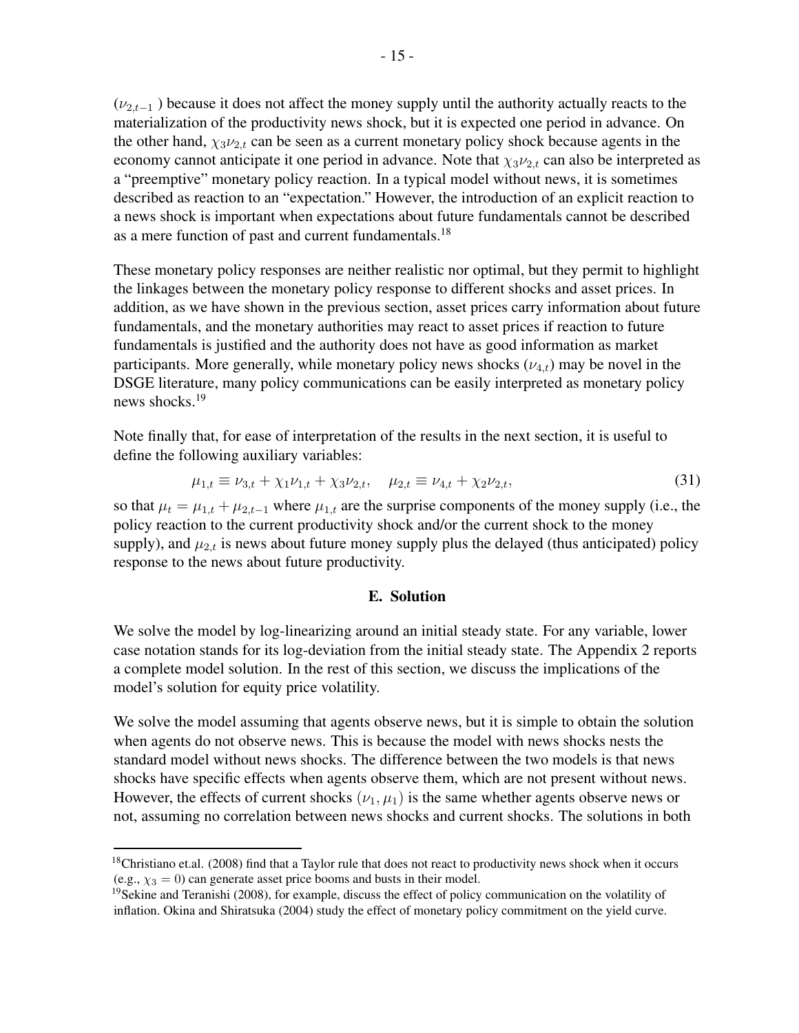($\nu_{2,t-1}$ ) because it does not affect the money supply until the authority actually reacts to the materialization of the productivity news shock, but it is expected one period in advance. On the other hand, $\chi_3\nu_{2,t}$ can be seen as a current monetary policy shock because agents in the economy cannot anticipate it one period in advance. Note that $\chi_3\nu_{2,t}$ can also be interpreted as a "preemptive" monetary policy reaction. In a typical model without news, it is sometimes described as reaction to an "expectation." However, the introduction of an explicit reaction to a news shock is important when expectations about future fundamentals cannot be described as a mere function of past and current fundamentals.[18]

These monetary policy responses are neither realistic nor optimal, but they permit to highlight the linkages between the monetary policy response to different shocks and asset prices. In addition, as we have shown in the previous section, asset prices carry information about future fundamentals, and the monetary authorities may react to asset prices if reaction to future fundamentals is justified and the authority does not have as good information as market participants. More generally, while monetary policy news shocks ($\nu_{4,t}$) may be novel in the DSGE literature, many policy communications can be easily interpreted as monetary policy news shocks.[19]

Note finally that, for ease of interpretation of the results in the next section, it is useful to define the following auxiliary variables:

$$\mu_{1,t} \equiv \nu_{3,t} + \chi_1\nu_{1,t} + \chi_3\nu_{2,t}, \quad \mu_{2,t} \equiv \nu_{4,t} + \chi_2\nu_{2,t}, \tag{31}$$

so that $\mu_t = \mu_{1,t} + \mu_{2,t-1}$ where $\mu_{1,t}$ are the surprise components of the money supply (i.e., the policy reaction to the current productivity shock and/or the current shock to the money supply), and $\mu_{2,t}$ is news about future money supply plus the delayed (thus anticipated) policy response to the news about future productivity.

### E. Solution

We solve the model by log-linearizing around an initial steady state. For any variable, lower case notation stands for its log-deviation from the initial steady state. The Appendix 2 reports a complete model solution. In the rest of this section, we discuss the implications of the model's solution for equity price volatility.

We solve the model assuming that agents observe news, but it is simple to obtain the solution when agents do not observe news. This is because the model with news shocks nests the standard model without news shocks. The difference between the two models is that news shocks have specific effects when agents observe them, which are not present without news. However, the effects of current shocks $(\nu_1, \mu_1)$ is the same whether agents observe news or not, assuming no correlation between news shocks and current shocks. The solutions in both

[18] Christiano et.al. (2008) find that a Taylor rule that does not react to productivity news shock when it occurs (e.g., $\chi_3 = 0$) can generate asset price booms and busts in their model.

[19] Sekine and Teranishi (2008), for example, discuss the effect of policy communication on the volatility of inflation. Okina and Shiratsuka (2004) study the effect of monetary policy commitment on the yield curve.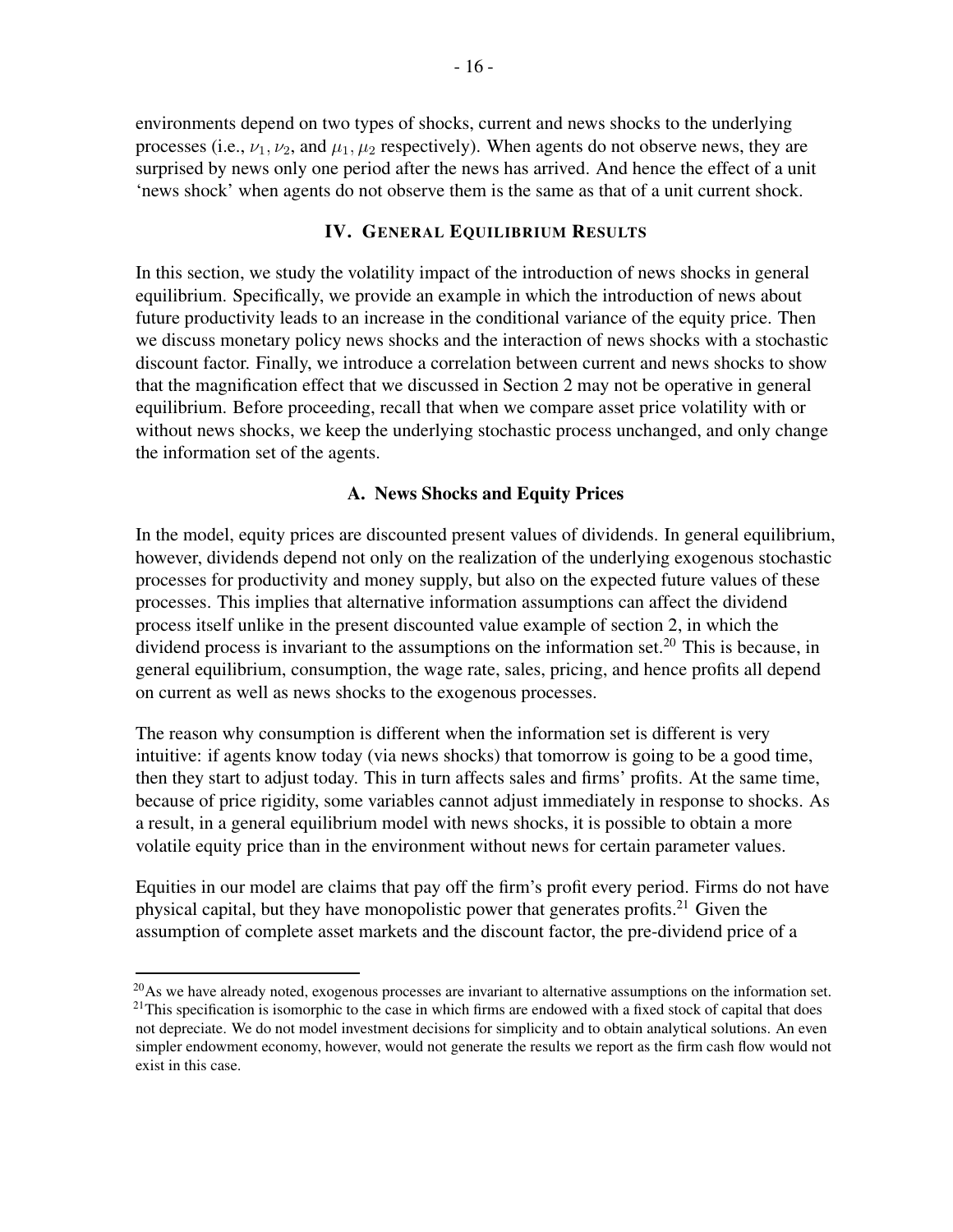environments depend on two types of shocks, current and news shocks to the underlying processes (i.e., $\nu_1, \nu_2$, and $\mu_1, \mu_2$ respectively). When agents do not observe news, they are surprised by news only one period after the news has arrived. And hence the effect of a unit 'news shock' when agents do not observe them is the same as that of a unit current shock.

## IV. General Equilibrium Results

In this section, we study the volatility impact of the introduction of news shocks in general equilibrium. Specifically, we provide an example in which the introduction of news about future productivity leads to an increase in the conditional variance of the equity price. Then we discuss monetary policy news shocks and the interaction of news shocks with a stochastic discount factor. Finally, we introduce a correlation between current and news shocks to show that the magnification effect that we discussed in Section 2 may not be operative in general equilibrium. Before proceeding, recall that when we compare asset price volatility with or without news shocks, we keep the underlying stochastic process unchanged, and only change the information set of the agents.

### A. News Shocks and Equity Prices

In the model, equity prices are discounted present values of dividends. In general equilibrium, however, dividends depend not only on the realization of the underlying exogenous stochastic processes for productivity and money supply, but also on the expected future values of these processes. This implies that alternative information assumptions can affect the dividend process itself unlike in the present discounted value example of section 2, in which the dividend process is invariant to the assumptions on the information set.[20] This is because, in general equilibrium, consumption, the wage rate, sales, pricing, and hence profits all depend on current as well as news shocks to the exogenous processes.

The reason why consumption is different when the information set is different is very intuitive: if agents know today (via news shocks) that tomorrow is going to be a good time, then they start to adjust today. This in turn affects sales and firms' profits. At the same time, because of price rigidity, some variables cannot adjust immediately in response to shocks. As a result, in a general equilibrium model with news shocks, it is possible to obtain a more volatile equity price than in the environment without news for certain parameter values.

Equities in our model are claims that pay off the firm's profit every period. Firms do not have physical capital, but they have monopolistic power that generates profits.[21] Given the assumption of complete asset markets and the discount factor, the pre-dividend price of a

[20] As we have already noted, exogenous processes are invariant to alternative assumptions on the information set.

[21] This specification is isomorphic to the case in which firms are endowed with a fixed stock of capital that does not depreciate. We do not model investment decisions for simplicity and to obtain analytical solutions. An even simpler endowment economy, however, would not generate the results we report as the firm cash flow would not exist in this case.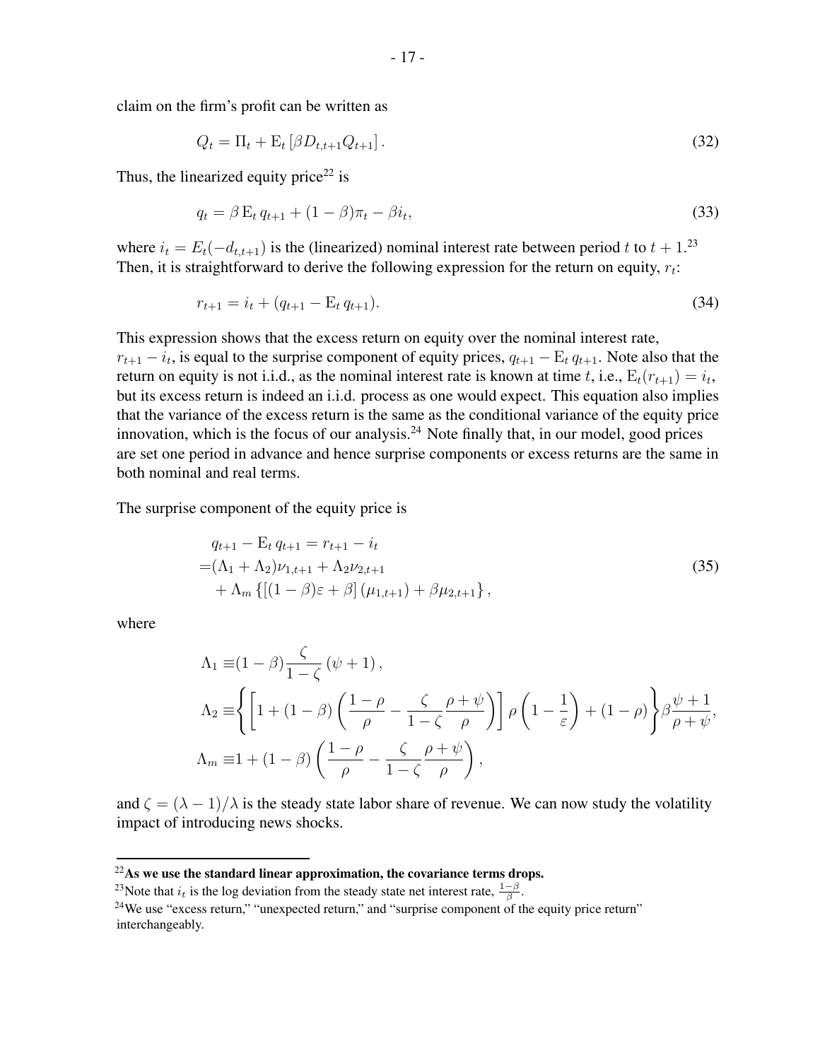claim on the firm's profit can be written as

$$Q_t = \Pi_t + \mathrm{E}_t \left[ \beta D_{t,t+1} Q_{t+1} \right]. \tag{32}$$

Thus, the linearized equity price[22] is

$$q_t = \beta \, \mathrm{E}_t \, q_{t+1} + (1-\beta)\pi_t - \beta i_t, \tag{33}$$

where $i_t = E_t(-d_{t,t+1})$ is the (linearized) nominal interest rate between period $t$ to $t+1$.[23] Then, it is straightforward to derive the following expression for the return on equity, $r_t$:

$$r_{t+1} = i_t + (q_{t+1} - \mathrm{E}_t \, q_{t+1}). \tag{34}$$

This expression shows that the excess return on equity over the nominal interest rate, $r_{t+1} - i_t$, is equal to the surprise component of equity prices, $q_{t+1} - \mathrm{E}_t \, q_{t+1}$. Note also that the return on equity is not i.i.d., as the nominal interest rate is known at time $t$, i.e., $\mathrm{E}_t(r_{t+1}) = i_t$, but its excess return is indeed an i.i.d. process as one would expect. This equation also implies that the variance of the excess return is the same as the conditional variance of the equity price innovation, which is the focus of our analysis.[24] Note finally that, in our model, good prices are set one period in advance and hence surprise components or excess returns are the same in both nominal and real terms.

The surprise component of the equity price is

$$\begin{aligned}
&q_{t+1} - \mathrm{E}_t \, q_{t+1} = r_{t+1} - i_t \\
=&(\Lambda_1 + \Lambda_2)\nu_{1,t+1} + \Lambda_2 \nu_{2,t+1} \\
&+ \Lambda_m \left\{ \left[ (1-\beta)\varepsilon + \beta \right] (\mu_{1,t+1}) + \beta \mu_{2,t+1} \right\},
\end{aligned} \tag{35}$$

where

$$\begin{aligned}
\Lambda_1 \equiv& (1-\beta) \frac{\zeta}{1-\zeta} (\psi + 1), \\
\Lambda_2 \equiv& \left\{ \left[ 1 + (1-\beta) \left( \frac{1-\rho}{\rho} - \frac{\zeta}{1-\zeta} \frac{\rho + \psi}{\rho} \right) \right] \rho \left( 1 - \frac{1}{\varepsilon} \right) + (1-\rho) \right\} \beta \frac{\psi + 1}{\rho + \psi}, \\
\Lambda_m \equiv& 1 + (1-\beta) \left( \frac{1-\rho}{\rho} - \frac{\zeta}{1-\zeta} \frac{\rho + \psi}{\rho} \right),
\end{aligned}$$

and $\zeta = (\lambda - 1)/\lambda$ is the steady state labor share of revenue. We can now study the volatility impact of introducing news shocks.

---

[22] **As we use the standard linear approximation, the covariance terms drops.**

[23] Note that $i_t$ is the log deviation from the steady state net interest rate, $\frac{1-\beta}{\beta}$.

[24] We use "excess return," "unexpected return," and "surprise component of the equity price return" interchangeably.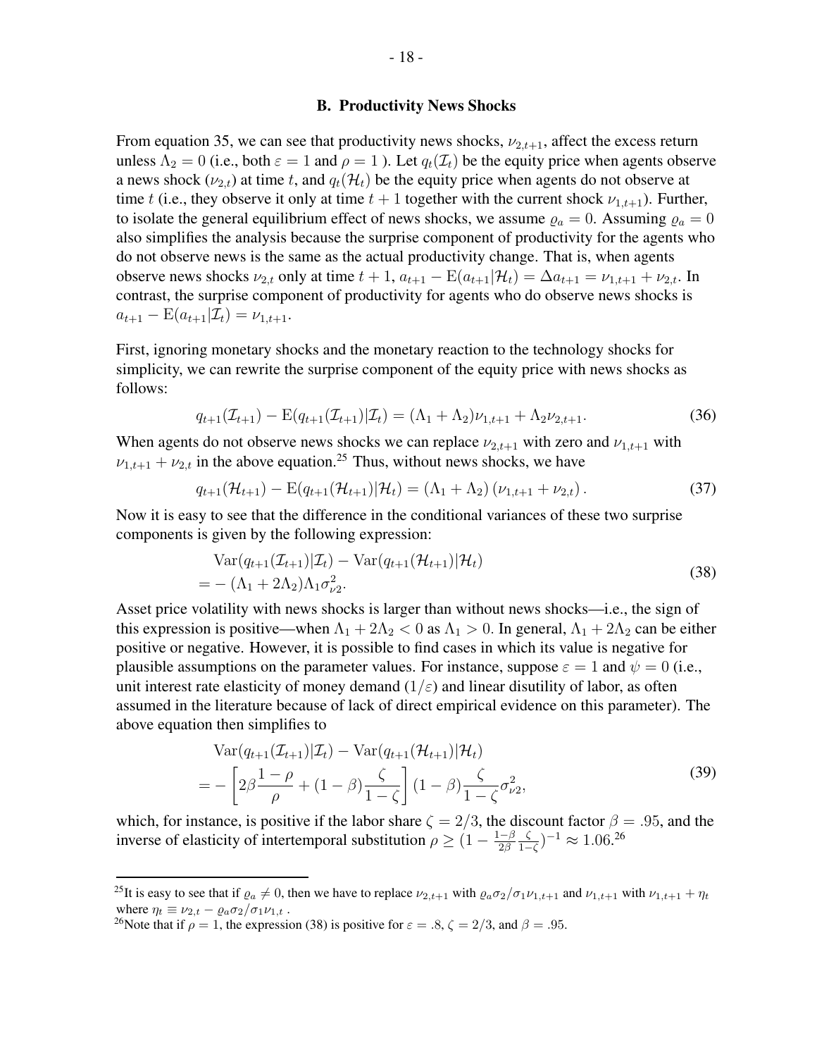### B. Productivity News Shocks

From equation 35, we can see that productivity news shocks, $\nu_{2,t+1}$, affect the excess return unless $\Lambda_2 = 0$ (i.e., both $\varepsilon = 1$ and $\rho = 1$ ). Let $q_t(\mathcal{I}_t)$ be the equity price when agents observe a news shock ($\nu_{2,t}$) at time $t$, and $q_t(\mathcal{H}_t)$ be the equity price when agents do not observe at time $t$ (i.e., they observe it only at time $t+1$ together with the current shock $\nu_{1,t+1}$). Further, to isolate the general equilibrium effect of news shocks, we assume $\varrho_a = 0$. Assuming $\varrho_a = 0$ also simplifies the analysis because the surprise component of productivity for the agents who do not observe news is the same as the actual productivity change. That is, when agents observe news shocks $\nu_{2,t}$ only at time $t+1$, $a_{t+1} - \mathrm{E}(a_{t+1}|\mathcal{H}_t) = \Delta a_{t+1} = \nu_{1,t+1} + \nu_{2,t}$. In contrast, the surprise component of productivity for agents who do observe news shocks is $a_{t+1} - \mathrm{E}(a_{t+1}|\mathcal{I}_t) = \nu_{1,t+1}$.

First, ignoring monetary shocks and the monetary reaction to the technology shocks for simplicity, we can rewrite the surprise component of the equity price with news shocks as follows:

$$q_{t+1}(\mathcal{I}_{t+1}) - \mathrm{E}(q_{t+1}(\mathcal{I}_{t+1})|\mathcal{I}_t) = (\Lambda_1 + \Lambda_2)\nu_{1,t+1} + \Lambda_2 \nu_{2,t+1}. \tag{36}$$

When agents do not observe news shocks we can replace $\nu_{2,t+1}$ with zero and $\nu_{1,t+1}$ with $\nu_{1,t+1} + \nu_{2,t}$ in the above equation.[25] Thus, without news shocks, we have

$$q_{t+1}(\mathcal{H}_{t+1}) - \mathrm{E}(q_{t+1}(\mathcal{H}_{t+1})|\mathcal{H}_t) = (\Lambda_1 + \Lambda_2)\left(\nu_{1,t+1} + \nu_{2,t}\right). \tag{37}$$

Now it is easy to see that the difference in the conditional variances of these two surprise components is given by the following expression:

$$\begin{aligned} &\mathrm{Var}(q_{t+1}(\mathcal{I}_{t+1})|\mathcal{I}_t) - \mathrm{Var}(q_{t+1}(\mathcal{H}_{t+1})|\mathcal{H}_t) \\ &= -(\Lambda_1 + 2\Lambda_2)\Lambda_1 \sigma_{\nu 2}^2. \end{aligned} \tag{38}$$

Asset price volatility with news shocks is larger than without news shocks—i.e., the sign of this expression is positive—when $\Lambda_1 + 2\Lambda_2 < 0$ as $\Lambda_1 > 0$. In general, $\Lambda_1 + 2\Lambda_2$ can be either positive or negative. However, it is possible to find cases in which its value is negative for plausible assumptions on the parameter values. For instance, suppose $\varepsilon = 1$ and $\psi = 0$ (i.e., unit interest rate elasticity of money demand ($1/\varepsilon$) and linear disutility of labor, as often assumed in the literature because of lack of direct empirical evidence on this parameter). The above equation then simplifies to

$$\begin{aligned} &\mathrm{Var}(q_{t+1}(\mathcal{I}_{t+1})|\mathcal{I}_t) - \mathrm{Var}(q_{t+1}(\mathcal{H}_{t+1})|\mathcal{H}_t) \\ &= -\left[2\beta\frac{1-\rho}{\rho} + (1-\beta)\frac{\zeta}{1-\zeta}\right](1-\beta)\frac{\zeta}{1-\zeta}\sigma_{\nu 2}^2, \end{aligned} \tag{39}$$

which, for instance, is positive if the labor share $\zeta = 2/3$, the discount factor $\beta = .95$, and the inverse of elasticity of intertemporal substitution $\rho \geq (1 - \frac{1-\beta}{2\beta}\frac{\zeta}{1-\zeta})^{-1} \approx 1.06$.[26]

[25] It is easy to see that if $\varrho_a \neq 0$, then we have to replace $\nu_{2,t+1}$ with $\varrho_a \sigma_2/\sigma_1 \nu_{1,t+1}$ and $\nu_{1,t+1}$ with $\nu_{1,t+1} + \eta_t$ where $\eta_t \equiv \nu_{2,t} - \varrho_a \sigma_2/\sigma_1 \nu_{1,t}$ .

[26] Note that if $\rho = 1$, the expression (38) is positive for $\varepsilon = .8$, $\zeta = 2/3$, and $\beta = .95$.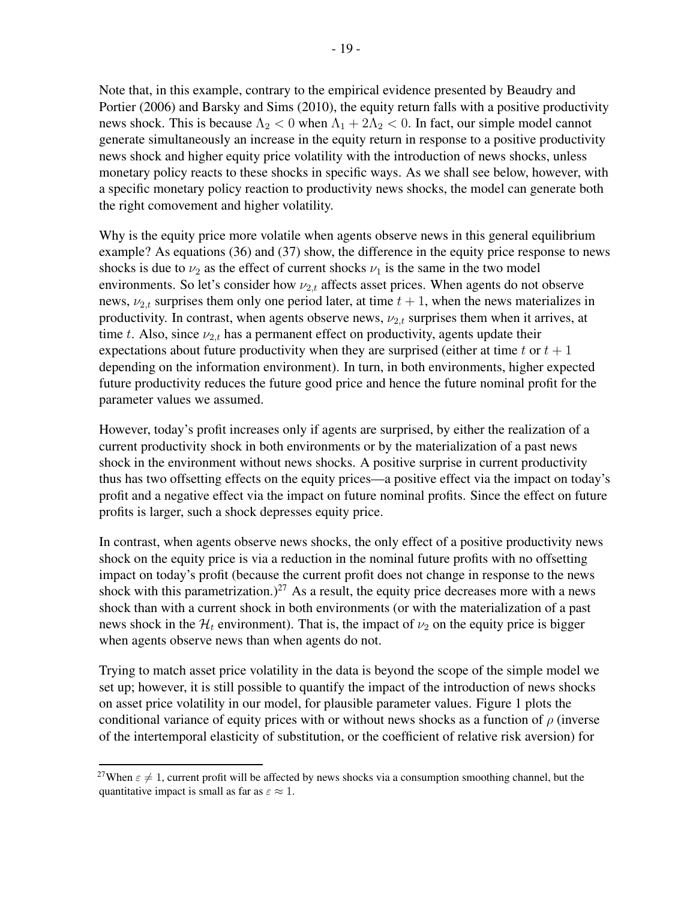Note that, in this example, contrary to the empirical evidence presented by Beaudry and Portier (2006) and Barsky and Sims (2010), the equity return falls with a positive productivity news shock. This is because $\Lambda_2 < 0$ when $\Lambda_1 + 2\Lambda_2 < 0$. In fact, our simple model cannot generate simultaneously an increase in the equity return in response to a positive productivity news shock and higher equity price volatility with the introduction of news shocks, unless monetary policy reacts to these shocks in specific ways. As we shall see below, however, with a specific monetary policy reaction to productivity news shocks, the model can generate both the right comovement and higher volatility.

Why is the equity price more volatile when agents observe news in this general equilibrium example? As equations (36) and (37) show, the difference in the equity price response to news shocks is due to $\nu_2$ as the effect of current shocks $\nu_1$ is the same in the two model environments. So let's consider how $\nu_{2,t}$ affects asset prices. When agents do not observe news, $\nu_{2,t}$ surprises them only one period later, at time $t+1$, when the news materializes in productivity. In contrast, when agents observe news, $\nu_{2,t}$ surprises them when it arrives, at time $t$. Also, since $\nu_{2,t}$ has a permanent effect on productivity, agents update their expectations about future productivity when they are surprised (either at time $t$ or $t+1$ depending on the information environment). In turn, in both environments, higher expected future productivity reduces the future good price and hence the future nominal profit for the parameter values we assumed.

However, today's profit increases only if agents are surprised, by either the realization of a current productivity shock in both environments or by the materialization of a past news shock in the environment without news shocks. A positive surprise in current productivity thus has two offsetting effects on the equity prices—a positive effect via the impact on today's profit and a negative effect via the impact on future nominal profits. Since the effect on future profits is larger, such a shock depresses equity price.

In contrast, when agents observe news shocks, the only effect of a positive productivity news shock on the equity price is via a reduction in the nominal future profits with no offsetting impact on today's profit (because the current profit does not change in response to the news shock with this parametrization.)[27] As a result, the equity price decreases more with a news shock than with a current shock in both environments (or with the materialization of a past news shock in the $\mathcal{H}_t$ environment). That is, the impact of $\nu_2$ on the equity price is bigger when agents observe news than when agents do not.

Trying to match asset price volatility in the data is beyond the scope of the simple model we set up; however, it is still possible to quantify the impact of the introduction of news shocks on asset price volatility in our model, for plausible parameter values. Figure 1 plots the conditional variance of equity prices with or without news shocks as a function of $\rho$ (inverse of the intertemporal elasticity of substitution, or the coefficient of relative risk aversion) for

[27] When $\varepsilon \neq 1$, current profit will be affected by news shocks via a consumption smoothing channel, but the quantitative impact is small as far as $\varepsilon \approx 1$.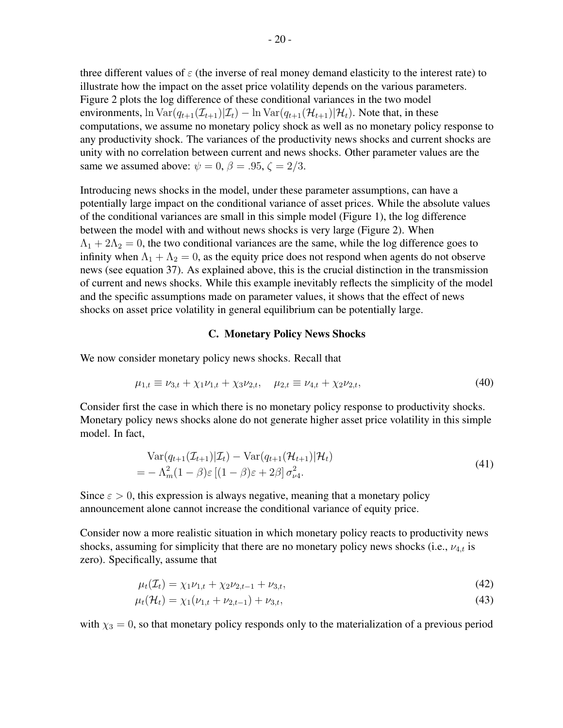three different values of $\varepsilon$ (the inverse of real money demand elasticity to the interest rate) to illustrate how the impact on the asset price volatility depends on the various parameters. Figure 2 plots the log difference of these conditional variances in the two model environments, $\ln \text{Var}(q_{t+1}(\mathcal{I}_{t+1})|\mathcal{I}_t) - \ln \text{Var}(q_{t+1}(\mathcal{H}_{t+1})|\mathcal{H}_t)$. Note that, in these computations, we assume no monetary policy shock as well as no monetary policy response to any productivity shock. The variances of the productivity news shocks and current shocks are unity with no correlation between current and news shocks. Other parameter values are the same we assumed above: $\psi = 0$, $\beta = .95$, $\zeta = 2/3$.

Introducing news shocks in the model, under these parameter assumptions, can have a potentially large impact on the conditional variance of asset prices. While the absolute values of the conditional variances are small in this simple model (Figure 1), the log difference between the model with and without news shocks is very large (Figure 2). When $\Lambda_1 + 2\Lambda_2 = 0$, the two conditional variances are the same, while the log difference goes to infinity when $\Lambda_1 + \Lambda_2 = 0$, as the equity price does not respond when agents do not observe news (see equation 37). As explained above, this is the crucial distinction in the transmission of current and news shocks. While this example inevitably reflects the simplicity of the model and the specific assumptions made on parameter values, it shows that the effect of news shocks on asset price volatility in general equilibrium can be potentially large.

### C. Monetary Policy News Shocks

We now consider monetary policy news shocks. Recall that

$$\mu_{1,t} \equiv \nu_{3,t} + \chi_1 \nu_{1,t} + \chi_3 \nu_{2,t}, \quad \mu_{2,t} \equiv \nu_{4,t} + \chi_2 \nu_{2,t}, \tag{40}$$

Consider first the case in which there is no monetary policy response to productivity shocks. Monetary policy news shocks alone do not generate higher asset price volatility in this simple model. In fact,

$$\begin{aligned} &\text{Var}(q_{t+1}(\mathcal{I}_{t+1})|\mathcal{I}_t) - \text{Var}(q_{t+1}(\mathcal{H}_{t+1})|\mathcal{H}_t) \\ &= -\Lambda_m^2(1-\beta)\varepsilon\left[(1-\beta)\varepsilon + 2\beta\right]\sigma_{\nu 4}^2. \end{aligned} \tag{41}$$

Since $\varepsilon > 0$, this expression is always negative, meaning that a monetary policy announcement alone cannot increase the conditional variance of equity price.

Consider now a more realistic situation in which monetary policy reacts to productivity news shocks, assuming for simplicity that there are no monetary policy news shocks (i.e., $\nu_{4,t}$ is zero). Specifically, assume that

$$\mu_t(\mathcal{I}_t) = \chi_1 \nu_{1,t} + \chi_2 \nu_{2,t-1} + \nu_{3,t}, \tag{42}$$

$$\mu_t(\mathcal{H}_t) = \chi_1(\nu_{1,t} + \nu_{2,t-1}) + \nu_{3,t}, \tag{43}$$

with $\chi_3 = 0$, so that monetary policy responds only to the materialization of a previous period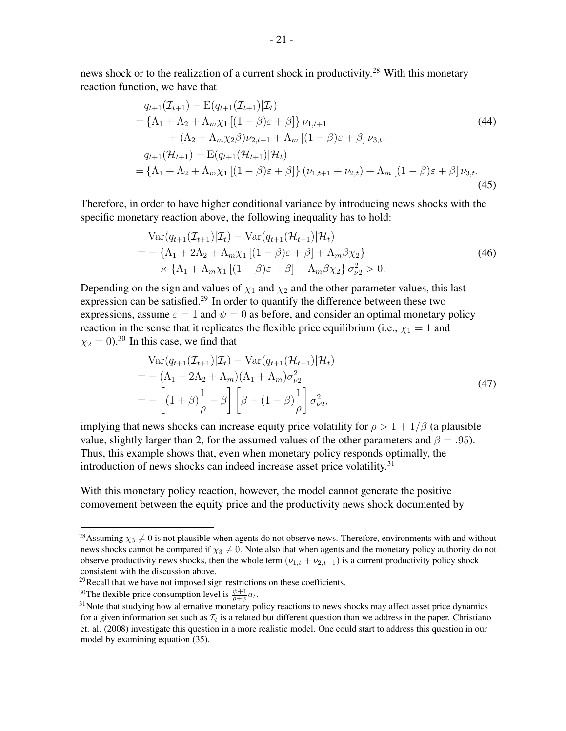news shock or to the realization of a current shock in productivity.[28] With this monetary reaction function, we have that

$$
\begin{aligned}
& q_{t+1}(\mathcal{I}_{t+1}) - \mathrm{E}(q_{t+1}(\mathcal{I}_{t+1})|\mathcal{I}_t) \\
&= \{\Lambda_1 + \Lambda_2 + \Lambda_m \chi_1 [(1-\beta)\varepsilon + \beta]\} \nu_{1,t+1} \\
&\quad + (\Lambda_2 + \Lambda_m \chi_2 \beta)\nu_{2,t+1} + \Lambda_m [(1-\beta)\varepsilon + \beta] \nu_{3,t},
\end{aligned}
\tag{44}
$$

$$
\begin{aligned}
& q_{t+1}(\mathcal{H}_{t+1}) - \mathrm{E}(q_{t+1}(\mathcal{H}_{t+1})|\mathcal{H}_t) \\
&= \{\Lambda_1 + \Lambda_2 + \Lambda_m \chi_1 [(1-\beta)\varepsilon + \beta]\} (\nu_{1,t+1} + \nu_{2,t}) + \Lambda_m [(1-\beta)\varepsilon + \beta] \nu_{3,t}.
\end{aligned}
\tag{45}
$$

Therefore, in order to have higher conditional variance by introducing news shocks with the specific monetary reaction above, the following inequality has to hold:

$$
\begin{aligned}
& \mathrm{Var}(q_{t+1}(\mathcal{I}_{t+1})|\mathcal{I}_t) - \mathrm{Var}(q_{t+1}(\mathcal{H}_{t+1})|\mathcal{H}_t) \\
&= - \{\Lambda_1 + 2\Lambda_2 + \Lambda_m \chi_1 [(1-\beta)\varepsilon + \beta] + \Lambda_m \beta \chi_2\} \\
&\quad \times \{\Lambda_1 + \Lambda_m \chi_1 [(1-\beta)\varepsilon + \beta] - \Lambda_m \beta \chi_2\} \sigma_{\nu 2}^2 > 0.
\end{aligned}
\tag{46}
$$

Depending on the sign and values of $\chi_1$ and $\chi_2$ and the other parameter values, this last expression can be satisfied.[29] In order to quantify the difference between these two expressions, assume $\varepsilon = 1$ and $\psi = 0$ as before, and consider an optimal monetary policy reaction in the sense that it replicates the flexible price equilibrium (i.e., $\chi_1 = 1$ and $\chi_2 = 0$).[30] In this case, we find that

$$
\begin{aligned}
& \mathrm{Var}(q_{t+1}(\mathcal{I}_{t+1})|\mathcal{I}_t) - \mathrm{Var}(q_{t+1}(\mathcal{H}_{t+1})|\mathcal{H}_t) \\
&= - (\Lambda_1 + 2\Lambda_2 + \Lambda_m)(\Lambda_1 + \Lambda_m)\sigma_{\nu 2}^2 \\
&= - \left[(1+\beta)\frac{1}{\rho} - \beta\right] \left[\beta + (1-\beta)\frac{1}{\rho}\right] \sigma_{\nu 2}^2,
\end{aligned}
\tag{47}
$$

implying that news shocks can increase equity price volatility for $\rho > 1 + 1/\beta$ (a plausible value, slightly larger than 2, for the assumed values of the other parameters and $\beta = .95$). Thus, this example shows that, even when monetary policy responds optimally, the introduction of news shocks can indeed increase asset price volatility.[31]

With this monetary policy reaction, however, the model cannot generate the positive comovement between the equity price and the productivity news shock documented by

---

[28] Assuming $\chi_3 \neq 0$ is not plausible when agents do not observe news. Therefore, environments with and without news shocks cannot be compared if $\chi_3 \neq 0$. Note also that when agents and the monetary policy authority do not observe productivity news shocks, then the whole term $(\nu_{1,t} + \nu_{2,t-1})$ is a current productivity policy shock consistent with the discussion above.

[29] Recall that we have not imposed sign restrictions on these coefficients.

[30] The flexible price consumption level is $\frac{\psi+1}{\rho+\psi} a_t$.

[31] Note that studying how alternative monetary policy reactions to news shocks may affect asset price dynamics for a given information set such as $\mathcal{I}_t$ is a related but different question than we address in the paper. Christiano et. al. (2008) investigate this question in a more realistic model. One could start to address this question in our model by examining equation (35).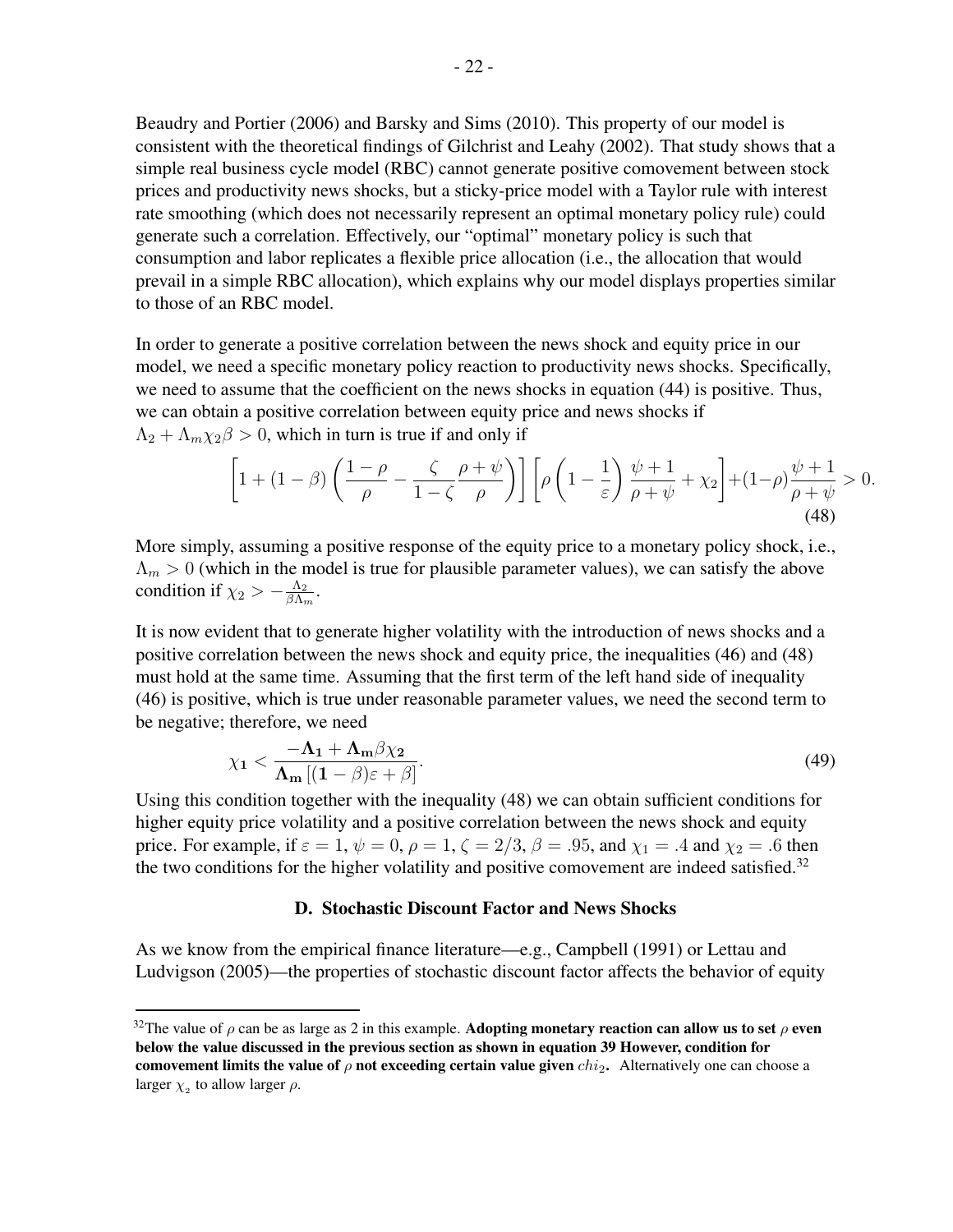Beaudry and Portier (2006) and Barsky and Sims (2010). This property of our model is consistent with the theoretical findings of Gilchrist and Leahy (2002). That study shows that a simple real business cycle model (RBC) cannot generate positive comovement between stock prices and productivity news shocks, but a sticky-price model with a Taylor rule with interest rate smoothing (which does not necessarily represent an optimal monetary policy rule) could generate such a correlation. Effectively, our "optimal" monetary policy is such that consumption and labor replicates a flexible price allocation (i.e., the allocation that would prevail in a simple RBC allocation), which explains why our model displays properties similar to those of an RBC model.

In order to generate a positive correlation between the news shock and equity price in our model, we need a specific monetary policy reaction to productivity news shocks. Specifically, we need to assume that the coefficient on the news shocks in equation (44) is positive. Thus, we can obtain a positive correlation between equity price and news shocks if $\Lambda_2 + \Lambda_m \chi_2 \beta > 0$, which in turn is true if and only if

$$\left[1 + (1-\beta)\left(\frac{1-\rho}{\rho} - \frac{\zeta}{1-\zeta}\frac{\rho+\psi}{\rho}\right)\right]\left[\rho\left(1-\frac{1}{\varepsilon}\right)\frac{\psi+1}{\rho+\psi} + \chi_2\right] + (1-\rho)\frac{\psi+1}{\rho+\psi} > 0. \tag{48}$$

More simply, assuming a positive response of the equity price to a monetary policy shock, i.e., $\Lambda_m > 0$ (which in the model is true for plausible parameter values), we can satisfy the above condition if $\chi_2 > -\frac{\Lambda_2}{\beta\Lambda_m}$.

It is now evident that to generate higher volatility with the introduction of news shocks and a positive correlation between the news shock and equity price, the inequalities (46) and (48) must hold at the same time. Assuming that the first term of the left hand side of inequality (46) is positive, which is true under reasonable parameter values, we need the second term to be negative; therefore, we need

$$\chi_1 < \frac{-\Lambda_1 + \Lambda_m \beta \chi_2}{\Lambda_m\left[(1-\beta)\varepsilon + \beta\right]}. \tag{49}$$

Using this condition together with the inequality (48) we can obtain sufficient conditions for higher equity price volatility and a positive correlation between the news shock and equity price. For example, if $\varepsilon = 1$, $\psi = 0$, $\rho = 1$, $\zeta = 2/3$, $\beta = .95$, and $\chi_1 = .4$ and $\chi_2 = .6$ then the two conditions for the higher volatility and positive comovement are indeed satisfied.[32]

### D. Stochastic Discount Factor and News Shocks

As we know from the empirical finance literature—e.g., Campbell (1991) or Lettau and Ludvigson (2005)—the properties of stochastic discount factor affects the behavior of equity

---

[32] The value of $\rho$ can be as large as 2 in this example. **Adopting monetary reaction can allow us to set $\rho$ even below the value discussed in the previous section as shown in equation 39 However, condition for comovement limits the value of $\rho$ not exceeding certain value given $chi_2$.** Alternatively one can choose a larger $\chi_2$ to allow larger $\rho$.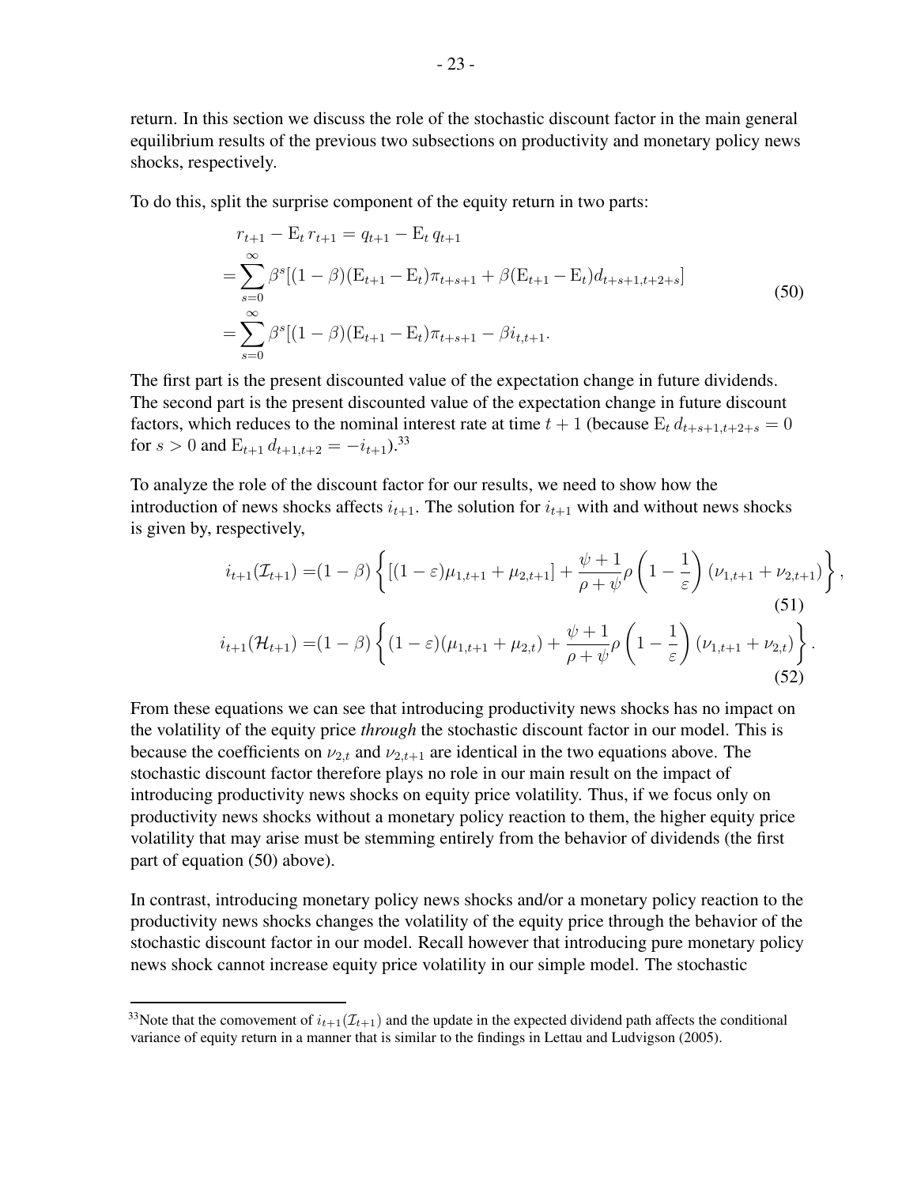return. In this section we discuss the role of the stochastic discount factor in the main general equilibrium results of the previous two subsections on productivity and monetary policy news shocks, respectively.

To do this, split the surprise component of the equity return in two parts:

$$
\begin{aligned}
r_{t+1} - \mathrm{E}_t\, r_{t+1} &= q_{t+1} - \mathrm{E}_t\, q_{t+1} \\
&= \sum_{s=0}^{\infty} \beta^s [(1-\beta)(\mathrm{E}_{t+1} - \mathrm{E}_t)\pi_{t+s+1} + \beta(\mathrm{E}_{t+1} - \mathrm{E}_t) d_{t+s+1,t+2+s}] \\
&= \sum_{s=0}^{\infty} \beta^s [(1-\beta)(\mathrm{E}_{t+1} - \mathrm{E}_t)\pi_{t+s+1} - \beta i_{t,t+1}.
\end{aligned}
\tag{50}
$$

The first part is the present discounted value of the expectation change in future dividends. The second part is the present discounted value of the expectation change in future discount factors, which reduces to the nominal interest rate at time $t+1$ (because $\mathrm{E}_t\, d_{t+s+1,t+2+s} = 0$ for $s > 0$ and $\mathrm{E}_{t+1}\, d_{t+1,t+2} = -i_{t+1}$).[33]

To analyze the role of the discount factor for our results, we need to show how the introduction of news shocks affects $i_{t+1}$. The solution for $i_{t+1}$ with and without news shocks is given by, respectively,

$$
i_{t+1}(\mathcal{I}_{t+1}) = (1-\beta)\left\{[(1-\varepsilon)\mu_{1,t+1} + \mu_{2,t+1}] + \frac{\psi+1}{\rho+\psi}\rho\left(1-\frac{1}{\varepsilon}\right)(\nu_{1,t+1} + \nu_{2,t+1})\right\},
\tag{51}
$$

$$
i_{t+1}(\mathcal{H}_{t+1}) = (1-\beta)\left\{(1-\varepsilon)(\mu_{1,t+1} + \mu_{2,t}) + \frac{\psi+1}{\rho+\psi}\rho\left(1-\frac{1}{\varepsilon}\right)(\nu_{1,t+1} + \nu_{2,t})\right\}.
\tag{52}
$$

From these equations we can see that introducing productivity news shocks has no impact on the volatility of the equity price *through* the stochastic discount factor in our model. This is because the coefficients on $\nu_{2,t}$ and $\nu_{2,t+1}$ are identical in the two equations above. The stochastic discount factor therefore plays no role in our main result on the impact of introducing productivity news shocks on equity price volatility. Thus, if we focus only on productivity news shocks without a monetary policy reaction to them, the higher equity price volatility that may arise must be stemming entirely from the behavior of dividends (the first part of equation (50) above).

In contrast, introducing monetary policy news shocks and/or a monetary policy reaction to the productivity news shocks changes the volatility of the equity price through the behavior of the stochastic discount factor in our model. Recall however that introducing pure monetary policy news shock cannot increase equity price volatility in our simple model. The stochastic

[33] Note that the comovement of $i_{t+1}(\mathcal{I}_{t+1})$ and the update in the expected dividend path affects the conditional variance of equity return in a manner that is similar to the findings in Lettau and Ludvigson (2005).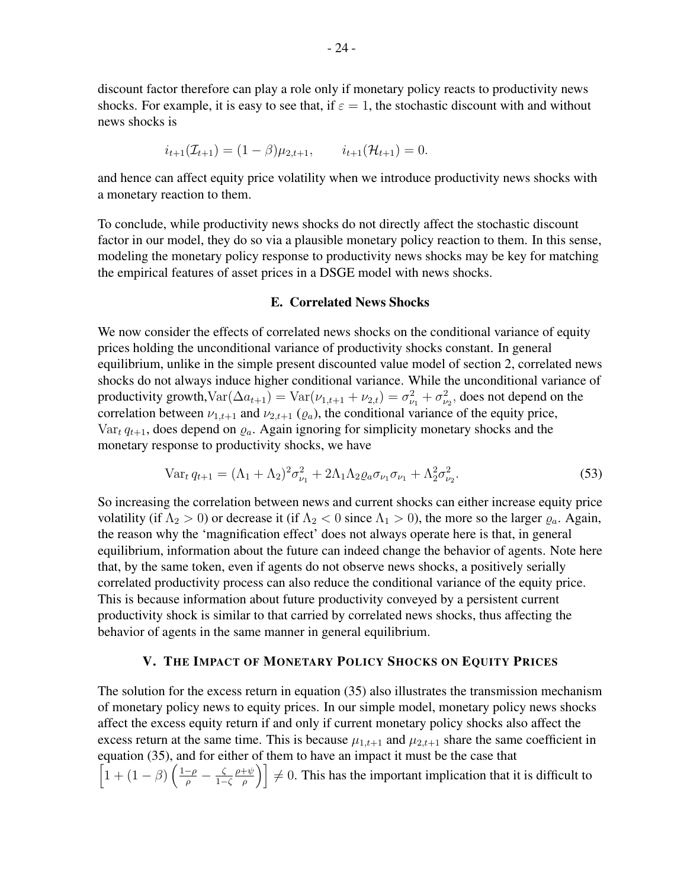discount factor therefore can play a role only if monetary policy reacts to productivity news shocks. For example, it is easy to see that, if $\varepsilon = 1$, the stochastic discount with and without news shocks is

$$i_{t+1}(\mathcal{I}_{t+1}) = (1-\beta)\mu_{2,t+1}, \qquad i_{t+1}(\mathcal{H}_{t+1}) = 0.$$

and hence can affect equity price volatility when we introduce productivity news shocks with a monetary reaction to them.

To conclude, while productivity news shocks do not directly affect the stochastic discount factor in our model, they do so via a plausible monetary policy reaction to them. In this sense, modeling the monetary policy response to productivity news shocks may be key for matching the empirical features of asset prices in a DSGE model with news shocks.

### E. Correlated News Shocks

We now consider the effects of correlated news shocks on the conditional variance of equity prices holding the unconditional variance of productivity shocks constant. In general equilibrium, unlike in the simple present discounted value model of section 2, correlated news shocks do not always induce higher conditional variance. While the unconditional variance of productivity growth,$\text{Var}(\Delta a_{t+1}) = \text{Var}(\nu_{1,t+1} + \nu_{2,t}) = \sigma_{\nu_1}^2 + \sigma_{\nu_2}^2$, does not depend on the correlation between $\nu_{1,t+1}$ and $\nu_{2,t+1}$ ($\varrho_a$), the conditional variance of the equity price, $\text{Var}_t\, q_{t+1}$, does depend on $\varrho_a$. Again ignoring for simplicity monetary shocks and the monetary response to productivity shocks, we have

$$\text{Var}_t\, q_{t+1} = (\Lambda_1 + \Lambda_2)^2 \sigma_{\nu_1}^2 + 2\Lambda_1\Lambda_2\varrho_a\sigma_{\nu_1}\sigma_{\nu_1} + \Lambda_2^2\sigma_{\nu_2}^2. \tag{53}$$

So increasing the correlation between news and current shocks can either increase equity price volatility (if $\Lambda_2 > 0$) or decrease it (if $\Lambda_2 < 0$ since $\Lambda_1 > 0$), the more so the larger $\varrho_a$. Again, the reason why the 'magnification effect' does not always operate here is that, in general equilibrium, information about the future can indeed change the behavior of agents. Note here that, by the same token, even if agents do not observe news shocks, a positively serially correlated productivity process can also reduce the conditional variance of the equity price. This is because information about future productivity conveyed by a persistent current productivity shock is similar to that carried by correlated news shocks, thus affecting the behavior of agents in the same manner in general equilibrium.

## V. The Impact of Monetary Policy Shocks on Equity Prices

The solution for the excess return in equation (35) also illustrates the transmission mechanism of monetary policy news to equity prices. In our simple model, monetary policy news shocks affect the excess equity return if and only if current monetary policy shocks also affect the excess return at the same time. This is because $\mu_{1,t+1}$ and $\mu_{2,t+1}$ share the same coefficient in equation (35), and for either of them to have an impact it must be the case that $\left[1 + (1-\beta)\left(\frac{1-\rho}{\rho} - \frac{\zeta}{1-\zeta}\frac{\rho+\psi}{\rho}\right)\right] \neq 0$. This has the important implication that it is difficult to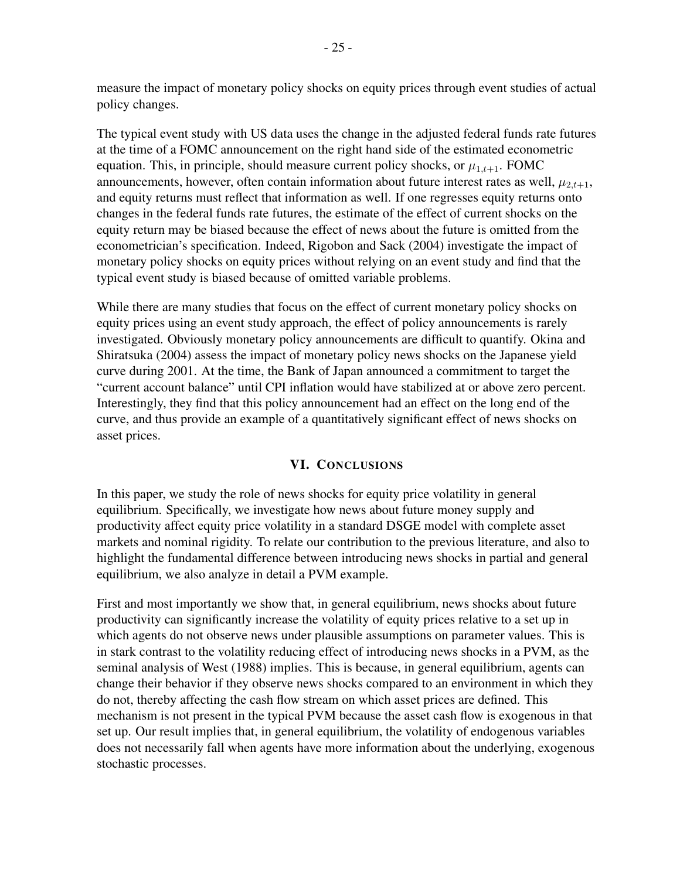measure the impact of monetary policy shocks on equity prices through event studies of actual policy changes.

The typical event study with US data uses the change in the adjusted federal funds rate futures at the time of a FOMC announcement on the right hand side of the estimated econometric equation. This, in principle, should measure current policy shocks, or $\mu_{1,t+1}$. FOMC announcements, however, often contain information about future interest rates as well, $\mu_{2,t+1}$, and equity returns must reflect that information as well. If one regresses equity returns onto changes in the federal funds rate futures, the estimate of the effect of current shocks on the equity return may be biased because the effect of news about the future is omitted from the econometrician's specification. Indeed, Rigobon and Sack (2004) investigate the impact of monetary policy shocks on equity prices without relying on an event study and find that the typical event study is biased because of omitted variable problems.

While there are many studies that focus on the effect of current monetary policy shocks on equity prices using an event study approach, the effect of policy announcements is rarely investigated. Obviously monetary policy announcements are difficult to quantify. Okina and Shiratsuka (2004) assess the impact of monetary policy news shocks on the Japanese yield curve during 2001. At the time, the Bank of Japan announced a commitment to target the "current account balance" until CPI inflation would have stabilized at or above zero percent. Interestingly, they find that this policy announcement had an effect on the long end of the curve, and thus provide an example of a quantitatively significant effect of news shocks on asset prices.

## VI. Conclusions

In this paper, we study the role of news shocks for equity price volatility in general equilibrium. Specifically, we investigate how news about future money supply and productivity affect equity price volatility in a standard DSGE model with complete asset markets and nominal rigidity. To relate our contribution to the previous literature, and also to highlight the fundamental difference between introducing news shocks in partial and general equilibrium, we also analyze in detail a PVM example.

First and most importantly we show that, in general equilibrium, news shocks about future productivity can significantly increase the volatility of equity prices relative to a set up in which agents do not observe news under plausible assumptions on parameter values. This is in stark contrast to the volatility reducing effect of introducing news shocks in a PVM, as the seminal analysis of West (1988) implies. This is because, in general equilibrium, agents can change their behavior if they observe news shocks compared to an environment in which they do not, thereby affecting the cash flow stream on which asset prices are defined. This mechanism is not present in the typical PVM because the asset cash flow is exogenous in that set up. Our result implies that, in general equilibrium, the volatility of endogenous variables does not necessarily fall when agents have more information about the underlying, exogenous stochastic processes.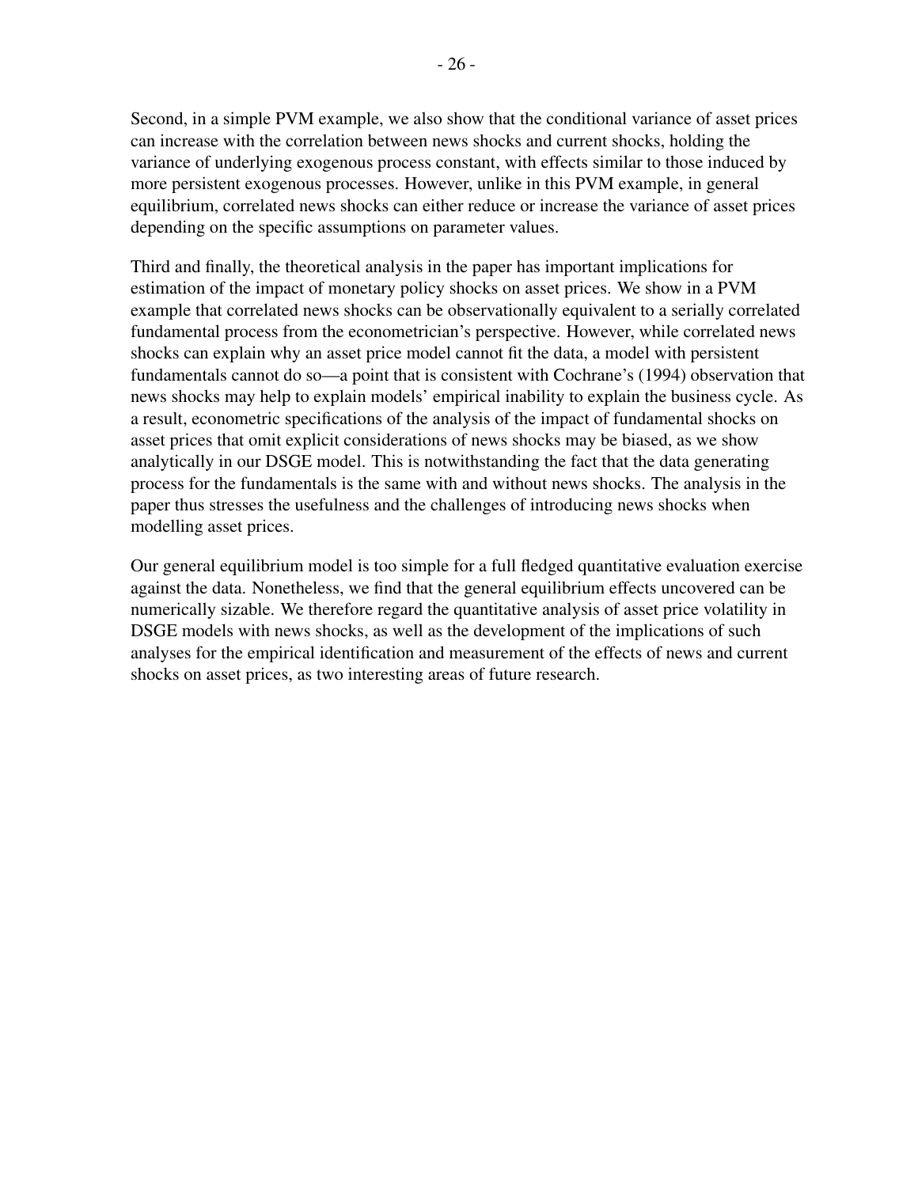Second, in a simple PVM example, we also show that the conditional variance of asset prices can increase with the correlation between news shocks and current shocks, holding the variance of underlying exogenous process constant, with effects similar to those induced by more persistent exogenous processes. However, unlike in this PVM example, in general equilibrium, correlated news shocks can either reduce or increase the variance of asset prices depending on the specific assumptions on parameter values.

Third and finally, the theoretical analysis in the paper has important implications for estimation of the impact of monetary policy shocks on asset prices. We show in a PVM example that correlated news shocks can be observationally equivalent to a serially correlated fundamental process from the econometrician's perspective. However, while correlated news shocks can explain why an asset price model cannot fit the data, a model with persistent fundamentals cannot do so—a point that is consistent with Cochrane's (1994) observation that news shocks may help to explain models' empirical inability to explain the business cycle. As a result, econometric specifications of the analysis of the impact of fundamental shocks on asset prices that omit explicit considerations of news shocks may be biased, as we show analytically in our DSGE model. This is notwithstanding the fact that the data generating process for the fundamentals is the same with and without news shocks. The analysis in the paper thus stresses the usefulness and the challenges of introducing news shocks when modelling asset prices.

Our general equilibrium model is too simple for a full fledged quantitative evaluation exercise against the data. Nonetheless, we find that the general equilibrium effects uncovered can be numerically sizable. We therefore regard the quantitative analysis of asset price volatility in DSGE models with news shocks, as well as the development of the implications of such analyses for the empirical identification and measurement of the effects of news and current shocks on asset prices, as two interesting areas of future research.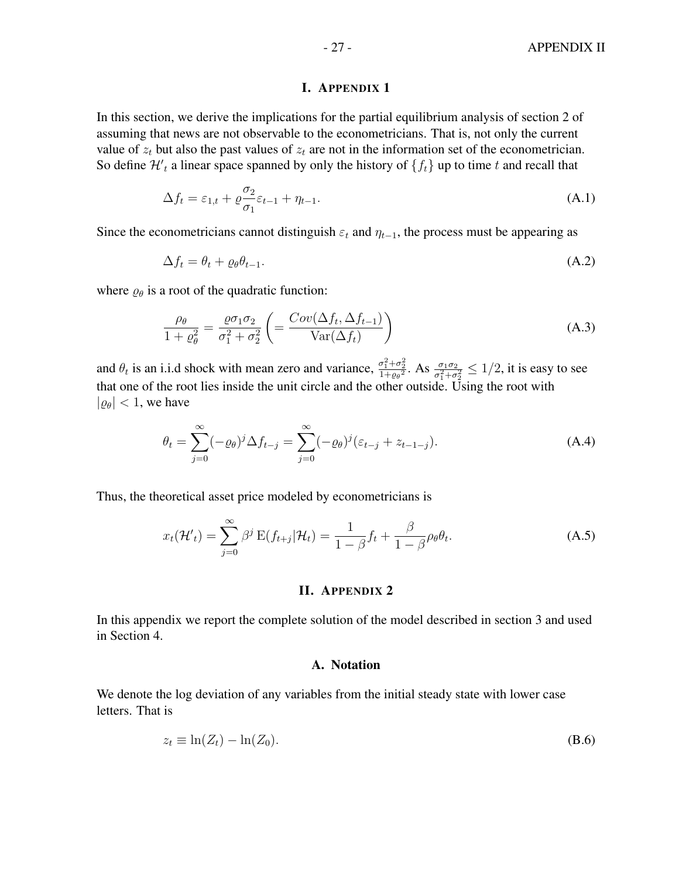# I. Appendix 1

In this section, we derive the implications for the partial equilibrium analysis of section 2 of assuming that news are not observable to the econometricians. That is, not only the current value of $z_t$ but also the past values of $z_t$ are not in the information set of the econometrician. So define $\mathcal{H}'_t$ a linear space spanned by only the history of $\{f_t\}$ up to time $t$ and recall that

$$\Delta f_t = \varepsilon_{1,t} + \varrho \frac{\sigma_2}{\sigma_1} \varepsilon_{t-1} + \eta_{t-1}. \tag{A.1}$$

Since the econometricians cannot distinguish $\varepsilon_t$ and $\eta_{t-1}$, the process must be appearing as

$$\Delta f_t = \theta_t + \varrho_\theta \theta_{t-1}. \tag{A.2}$$

where $\varrho_\theta$ is a root of the quadratic function:

$$\frac{\rho_\theta}{1+\varrho_\theta^2} = \frac{\varrho \sigma_1 \sigma_2}{\sigma_1^2 + \sigma_2^2} \left( = \frac{Cov(\Delta f_t, \Delta f_{t-1})}{\mathrm{Var}(\Delta f_t)} \right) \tag{A.3}$$

and $\theta_t$ is an i.i.d shock with mean zero and variance, $\frac{\sigma_1^2+\sigma_2^2}{1+\varrho_\theta{}^2}$. As $\frac{\sigma_1 \sigma_2}{\sigma_1^2+\sigma_2^2} \leq 1/2$, it is easy to see that one of the root lies inside the unit circle and the other outside. Using the root with $|\varrho_\theta| < 1$, we have

$$\theta_t = \sum_{j=0}^{\infty} (-\varrho_\theta)^j \Delta f_{t-j} = \sum_{j=0}^{\infty} (-\varrho_\theta)^j (\varepsilon_{t-j} + z_{t-1-j}). \tag{A.4}$$

Thus, the theoretical asset price modeled by econometricians is

$$x_t(\mathcal{H}'_t) = \sum_{j=0}^{\infty} \beta^j \, \mathrm{E}(f_{t+j} | \mathcal{H}_t) = \frac{1}{1-\beta} f_t + \frac{\beta}{1-\beta} \rho_\theta \theta_t. \tag{A.5}$$

# II. Appendix 2

In this appendix we report the complete solution of the model described in section 3 and used in Section 4.

## A. Notation

We denote the log deviation of any variables from the initial steady state with lower case letters. That is

$$z_t \equiv \ln(Z_t) - \ln(Z_0). \tag{B.6}$$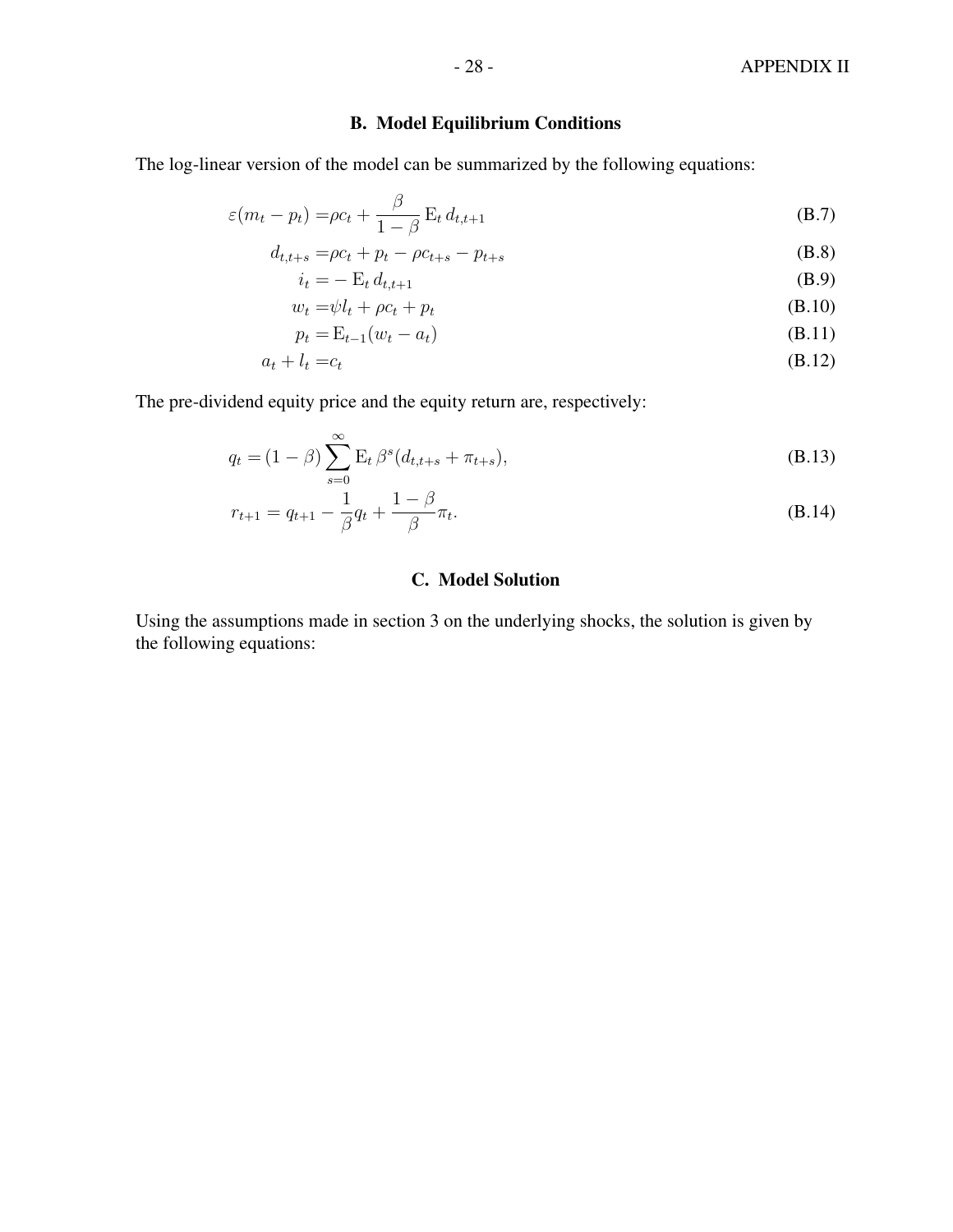## B. Model Equilibrium Conditions

The log-linear version of the model can be summarized by the following equations:

$$\varepsilon(m_t - p_t) = \rho c_t + \frac{\beta}{1-\beta} \mathrm{E}_t \, d_{t,t+1} \tag{B.7}$$

$$d_{t,t+s} = \rho c_t + p_t - \rho c_{t+s} - p_{t+s} \tag{B.8}$$

$$i_t = -\mathrm{E}_t \, d_{t,t+1} \tag{B.9}$$

$$w_t = \psi l_t + \rho c_t + p_t \tag{B.10}$$

$$p_t = \mathrm{E}_{t-1}(w_t - a_t) \tag{B.11}$$

$$a_t + l_t = c_t \tag{B.12}$$

The pre-dividend equity price and the equity return are, respectively:

$$q_t = (1-\beta) \sum_{s=0}^{\infty} \mathrm{E}_t \, \beta^s (d_{t,t+s} + \pi_{t+s}), \tag{B.13}$$

$$r_{t+1} = q_{t+1} - \frac{1}{\beta} q_t + \frac{1-\beta}{\beta} \pi_t. \tag{B.14}$$

## C. Model Solution

Using the assumptions made in section 3 on the underlying shocks, the solution is given by the following equations: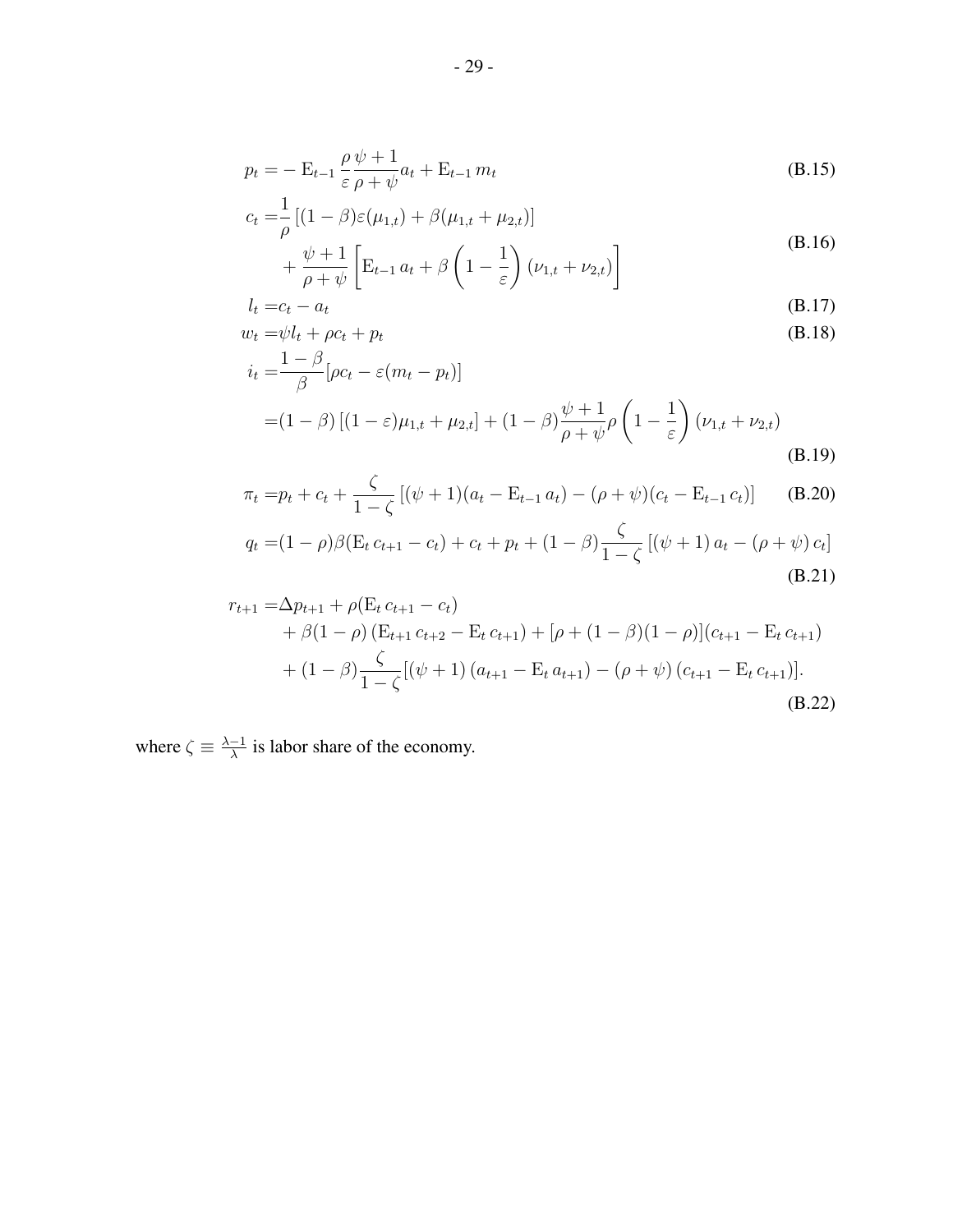$$p_t = -\operatorname{E}_{t-1} \frac{\rho}{\varepsilon} \frac{\psi + 1}{\rho + \psi} a_t + \operatorname{E}_{t-1} m_t \tag{B.15}$$

$$\begin{aligned} c_t =& \frac{1}{\rho} \left[ (1-\beta)\varepsilon(\mu_{1,t}) + \beta(\mu_{1,t} + \mu_{2,t}) \right] \\ &+ \frac{\psi + 1}{\rho + \psi} \left[ \operatorname{E}_{t-1} a_t + \beta \left( 1 - \frac{1}{\varepsilon} \right) (\nu_{1,t} + \nu_{2,t}) \right] \end{aligned} \tag{B.16}$$

$$l_t = c_t - a_t \tag{B.17}$$

$$w_t = \psi l_t + \rho c_t + p_t \tag{B.18}$$

$$\begin{aligned} i_t =& \frac{1-\beta}{\beta} [\rho c_t - \varepsilon(m_t - p_t)] \\ =& (1-\beta) \left[ (1-\varepsilon)\mu_{1,t} + \mu_{2,t} \right] + (1-\beta) \frac{\psi + 1}{\rho + \psi} \rho \left( 1 - \frac{1}{\varepsilon} \right) (\nu_{1,t} + \nu_{2,t}) \end{aligned} \tag{B.19}$$

$$\pi_t = p_t + c_t + \frac{\zeta}{1-\zeta} \left[ (\psi+1)(a_t - \operatorname{E}_{t-1} a_t) - (\rho + \psi)(c_t - \operatorname{E}_{t-1} c_t) \right] \tag{B.20}$$

$$q_t = (1-\rho)\beta(\operatorname{E}_t c_{t+1} - c_t) + c_t + p_t + (1-\beta)\frac{\zeta}{1-\zeta} \left[ (\psi+1)\, a_t - (\rho+\psi)\, c_t \right] \tag{B.21}$$

$$\begin{aligned} r_{t+1} =& \Delta p_{t+1} + \rho(\operatorname{E}_t c_{t+1} - c_t) \\ &+ \beta(1-\rho) \left( \operatorname{E}_{t+1} c_{t+2} - \operatorname{E}_t c_{t+1} \right) + [\rho + (1-\beta)(1-\rho)](c_{t+1} - \operatorname{E}_t c_{t+1}) \\ &+ (1-\beta)\frac{\zeta}{1-\zeta} [(\psi+1)\,(a_{t+1} - \operatorname{E}_t a_{t+1}) - (\rho+\psi)\,(c_{t+1} - \operatorname{E}_t c_{t+1})]. \end{aligned} \tag{B.22}$$

where $\zeta \equiv \frac{\lambda - 1}{\lambda}$ is labor share of the economy.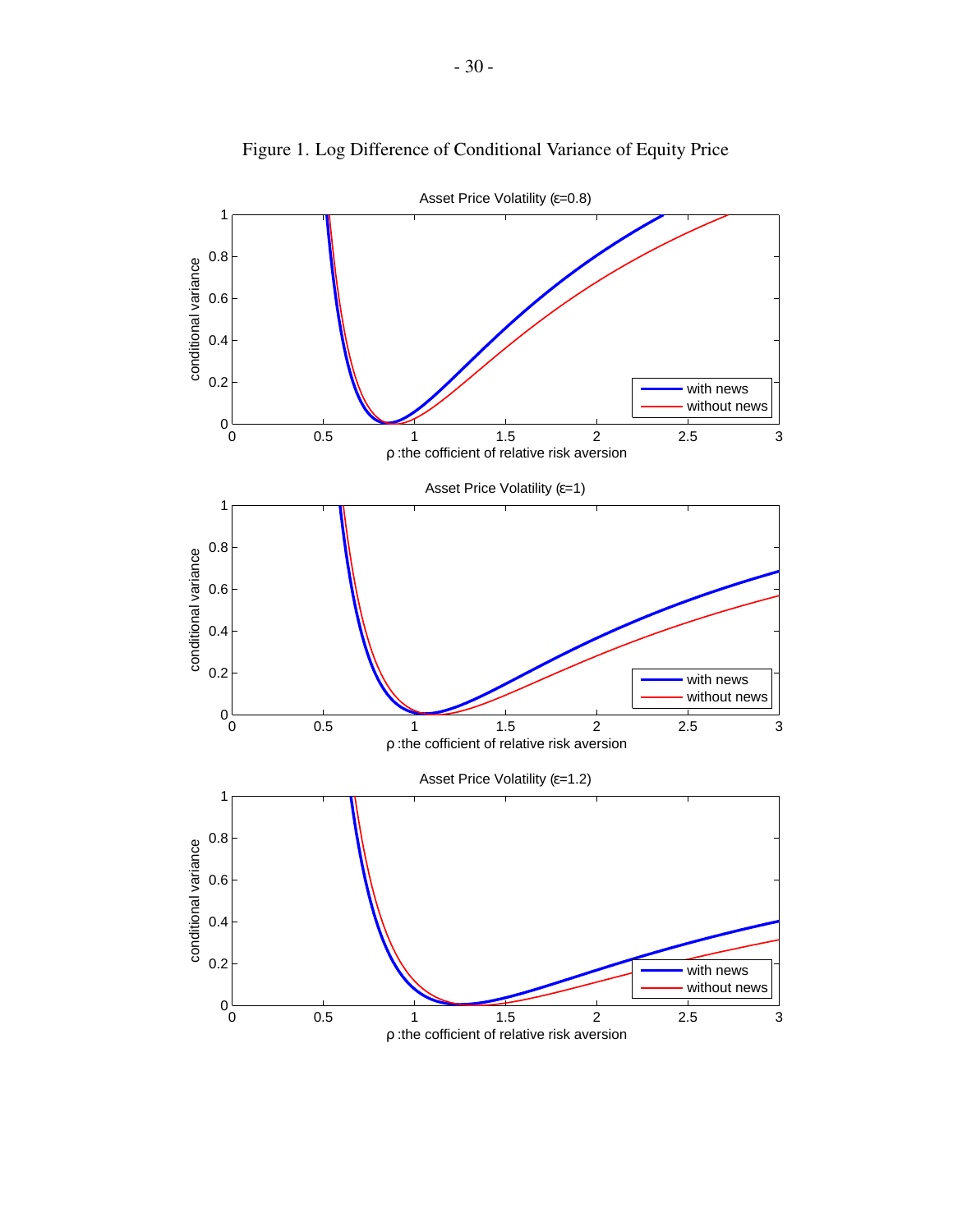Figure 1. Log Difference of Conditional Variance of Equity Price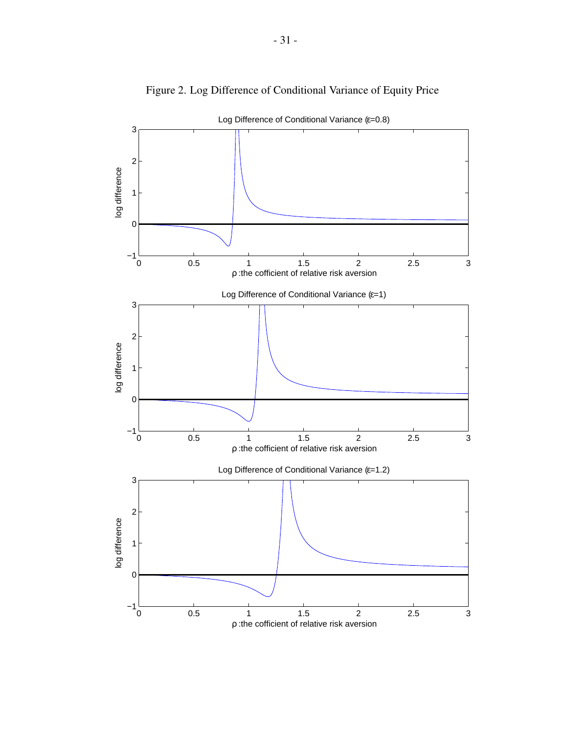Figure 2. Log Difference of Conditional Variance of Equity Price

Log Difference of Conditional Variance (ε=0.8)

log difference

ρ :the cofficient of relative risk aversion

Log Difference of Conditional Variance (ε=1)

log difference

ρ :the cofficient of relative risk aversion

Log Difference of Conditional Variance (ε=1.2)

log difference

ρ :the cofficient of relative risk aversion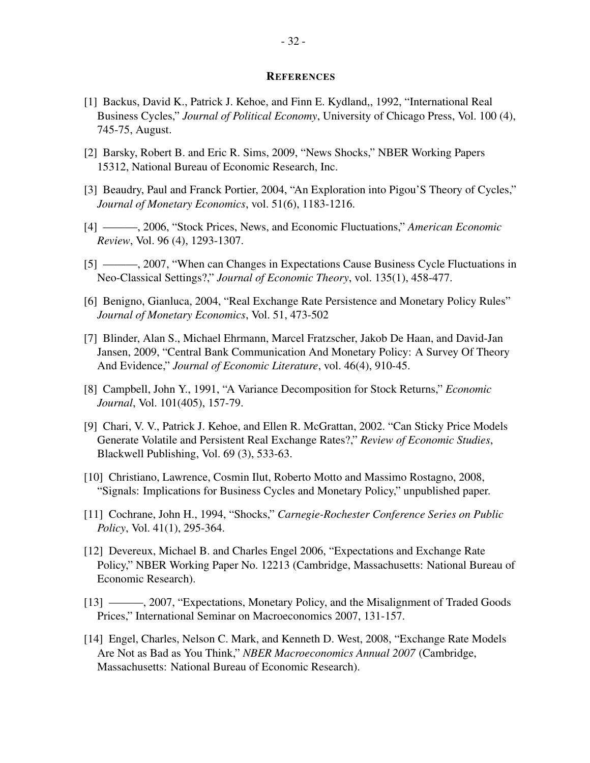## REFERENCES

[1] Backus, David K., Patrick J. Kehoe, and Finn E. Kydland,, 1992, "International Real Business Cycles," *Journal of Political Economy*, University of Chicago Press, Vol. 100 (4), 745-75, August.

[2] Barsky, Robert B. and Eric R. Sims, 2009, "News Shocks," NBER Working Papers 15312, National Bureau of Economic Research, Inc.

[3] Beaudry, Paul and Franck Portier, 2004, "An Exploration into Pigou'S Theory of Cycles," *Journal of Monetary Economics*, vol. 51(6), 1183-1216.

[4] ———, 2006, "Stock Prices, News, and Economic Fluctuations," *American Economic Review*, Vol. 96 (4), 1293-1307.

[5] ———, 2007, "When can Changes in Expectations Cause Business Cycle Fluctuations in Neo-Classical Settings?," *Journal of Economic Theory*, vol. 135(1), 458-477.

[6] Benigno, Gianluca, 2004, "Real Exchange Rate Persistence and Monetary Policy Rules" *Journal of Monetary Economics*, Vol. 51, 473-502

[7] Blinder, Alan S., Michael Ehrmann, Marcel Fratzscher, Jakob De Haan, and David-Jan Jansen, 2009, "Central Bank Communication And Monetary Policy: A Survey Of Theory And Evidence," *Journal of Economic Literature*, vol. 46(4), 910-45.

[8] Campbell, John Y., 1991, "A Variance Decomposition for Stock Returns," *Economic Journal*, Vol. 101(405), 157-79.

[9] Chari, V. V., Patrick J. Kehoe, and Ellen R. McGrattan, 2002. "Can Sticky Price Models Generate Volatile and Persistent Real Exchange Rates?," *Review of Economic Studies*, Blackwell Publishing, Vol. 69 (3), 533-63.

[10] Christiano, Lawrence, Cosmin Ilut, Roberto Motto and Massimo Rostagno, 2008, "Signals: Implications for Business Cycles and Monetary Policy," unpublished paper.

[11] Cochrane, John H., 1994, "Shocks," *Carnegie-Rochester Conference Series on Public Policy*, Vol. 41(1), 295-364.

[12] Devereux, Michael B. and Charles Engel 2006, "Expectations and Exchange Rate Policy," NBER Working Paper No. 12213 (Cambridge, Massachusetts: National Bureau of Economic Research).

[13] ———, 2007, "Expectations, Monetary Policy, and the Misalignment of Traded Goods Prices," International Seminar on Macroeconomics 2007, 131-157.

[14] Engel, Charles, Nelson C. Mark, and Kenneth D. West, 2008, "Exchange Rate Models Are Not as Bad as You Think," *NBER Macroeconomics Annual 2007* (Cambridge, Massachusetts: National Bureau of Economic Research).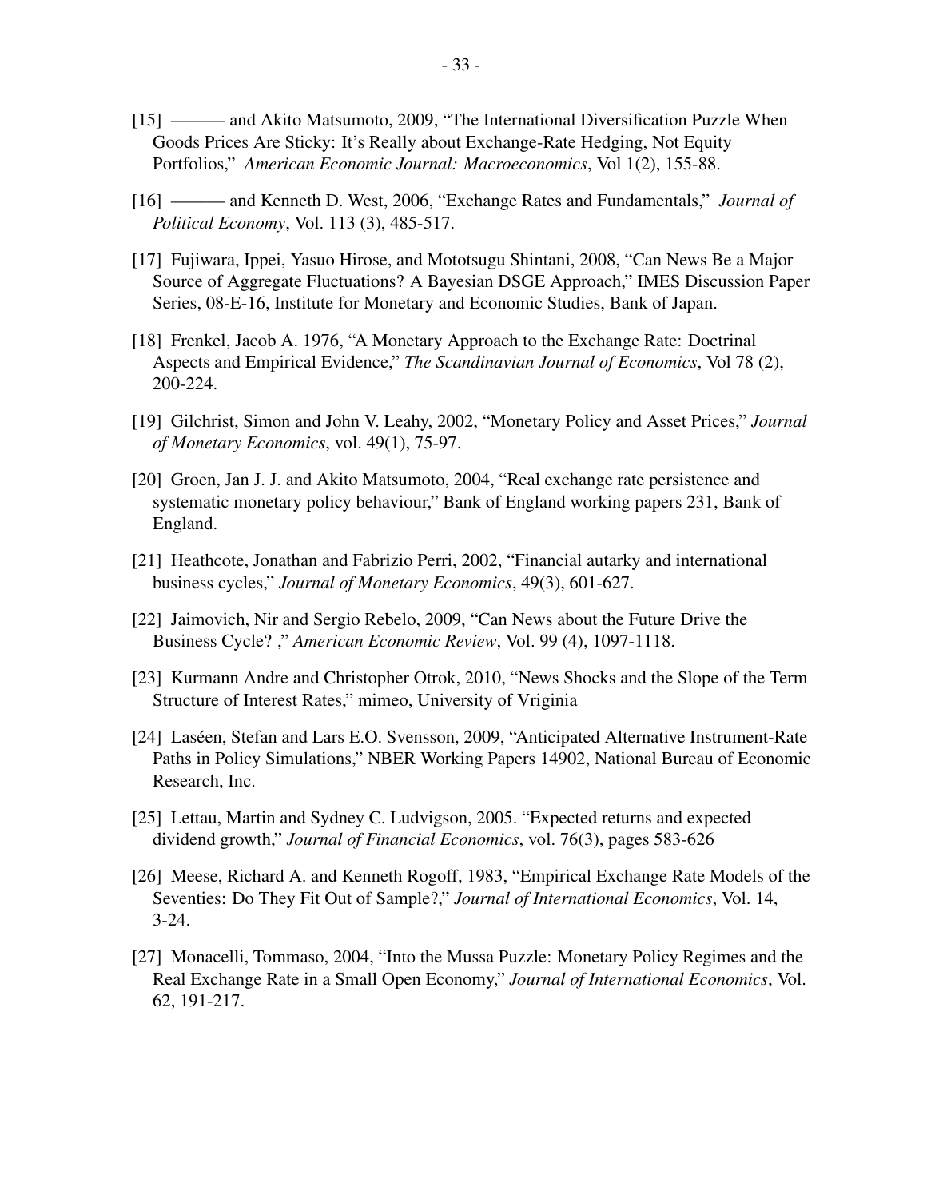[15] ——— and Akito Matsumoto, 2009, "The International Diversification Puzzle When Goods Prices Are Sticky: It's Really about Exchange-Rate Hedging, Not Equity Portfolios," *American Economic Journal: Macroeconomics*, Vol 1(2), 155-88.

[16] ——— and Kenneth D. West, 2006, "Exchange Rates and Fundamentals," *Journal of Political Economy*, Vol. 113 (3), 485-517.

[17] Fujiwara, Ippei, Yasuo Hirose, and Mototsugu Shintani, 2008, "Can News Be a Major Source of Aggregate Fluctuations? A Bayesian DSGE Approach," IMES Discussion Paper Series, 08-E-16, Institute for Monetary and Economic Studies, Bank of Japan.

[18] Frenkel, Jacob A. 1976, "A Monetary Approach to the Exchange Rate: Doctrinal Aspects and Empirical Evidence," *The Scandinavian Journal of Economics*, Vol 78 (2), 200-224.

[19] Gilchrist, Simon and John V. Leahy, 2002, "Monetary Policy and Asset Prices," *Journal of Monetary Economics*, vol. 49(1), 75-97.

[20] Groen, Jan J. J. and Akito Matsumoto, 2004, "Real exchange rate persistence and systematic monetary policy behaviour," Bank of England working papers 231, Bank of England.

[21] Heathcote, Jonathan and Fabrizio Perri, 2002, "Financial autarky and international business cycles," *Journal of Monetary Economics*, 49(3), 601-627.

[22] Jaimovich, Nir and Sergio Rebelo, 2009, "Can News about the Future Drive the Business Cycle? ," *American Economic Review*, Vol. 99 (4), 1097-1118.

[23] Kurmann Andre and Christopher Otrok, 2010, "News Shocks and the Slope of the Term Structure of Interest Rates," mimeo, University of Vriginia

[24] Laséen, Stefan and Lars E.O. Svensson, 2009, "Anticipated Alternative Instrument-Rate Paths in Policy Simulations," NBER Working Papers 14902, National Bureau of Economic Research, Inc.

[25] Lettau, Martin and Sydney C. Ludvigson, 2005. "Expected returns and expected dividend growth," *Journal of Financial Economics*, vol. 76(3), pages 583-626

[26] Meese, Richard A. and Kenneth Rogoff, 1983, "Empirical Exchange Rate Models of the Seventies: Do They Fit Out of Sample?," *Journal of International Economics*, Vol. 14, 3-24.

[27] Monacelli, Tommaso, 2004, "Into the Mussa Puzzle: Monetary Policy Regimes and the Real Exchange Rate in a Small Open Economy," *Journal of International Economics*, Vol. 62, 191-217.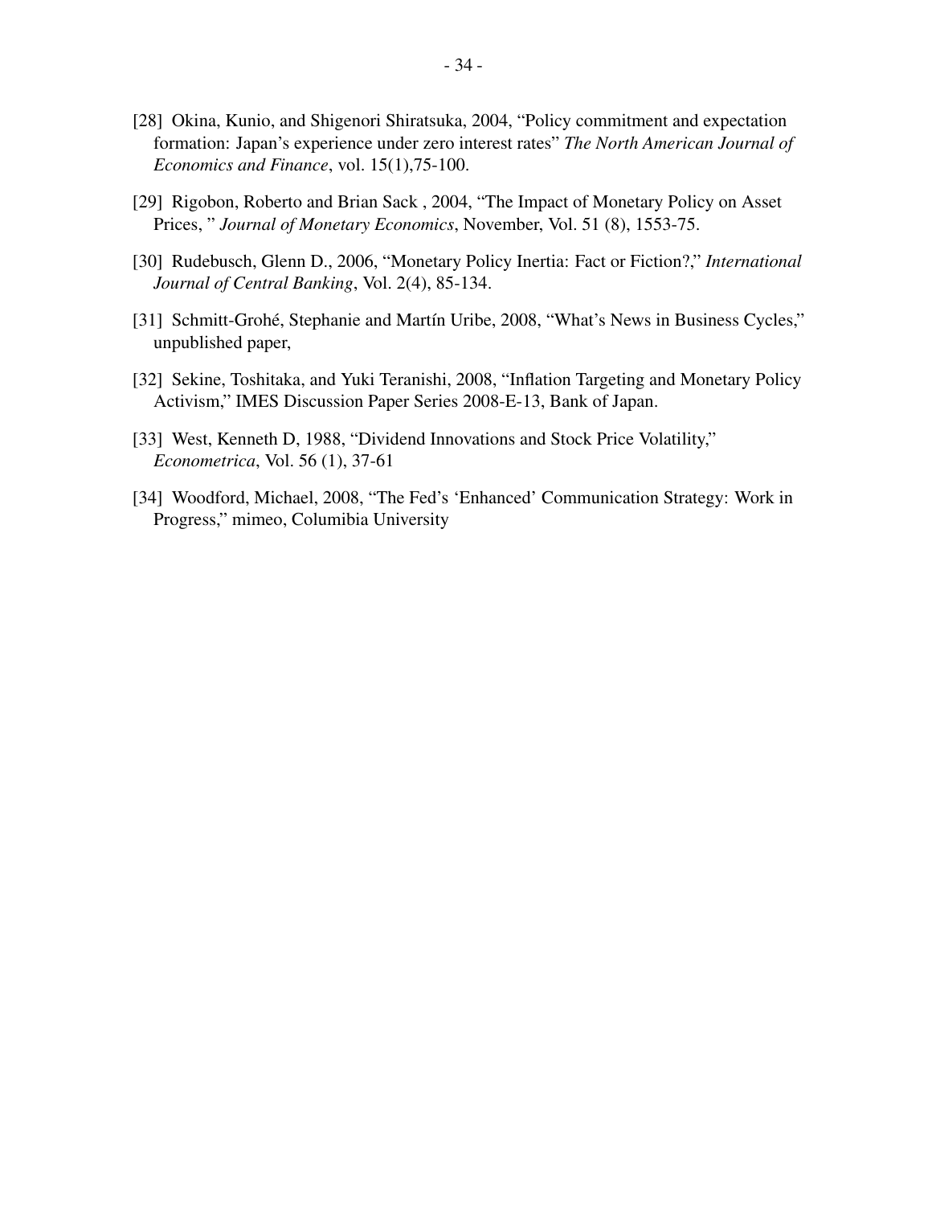[28] Okina, Kunio, and Shigenori Shiratsuka, 2004, "Policy commitment and expectation formation: Japan's experience under zero interest rates" *The North American Journal of Economics and Finance*, vol. 15(1),75-100.

[29] Rigobon, Roberto and Brian Sack , 2004, "The Impact of Monetary Policy on Asset Prices, " *Journal of Monetary Economics*, November, Vol. 51 (8), 1553-75.

[30] Rudebusch, Glenn D., 2006, "Monetary Policy Inertia: Fact or Fiction?," *International Journal of Central Banking*, Vol. 2(4), 85-134.

[31] Schmitt-Grohé, Stephanie and Martín Uribe, 2008, "What's News in Business Cycles," unpublished paper,

[32] Sekine, Toshitaka, and Yuki Teranishi, 2008, "Inflation Targeting and Monetary Policy Activism," IMES Discussion Paper Series 2008-E-13, Bank of Japan.

[33] West, Kenneth D, 1988, "Dividend Innovations and Stock Price Volatility," *Econometrica*, Vol. 56 (1), 37-61

[34] Woodford, Michael, 2008, "The Fed's 'Enhanced' Communication Strategy: Work in Progress," mimeo, Columibia University